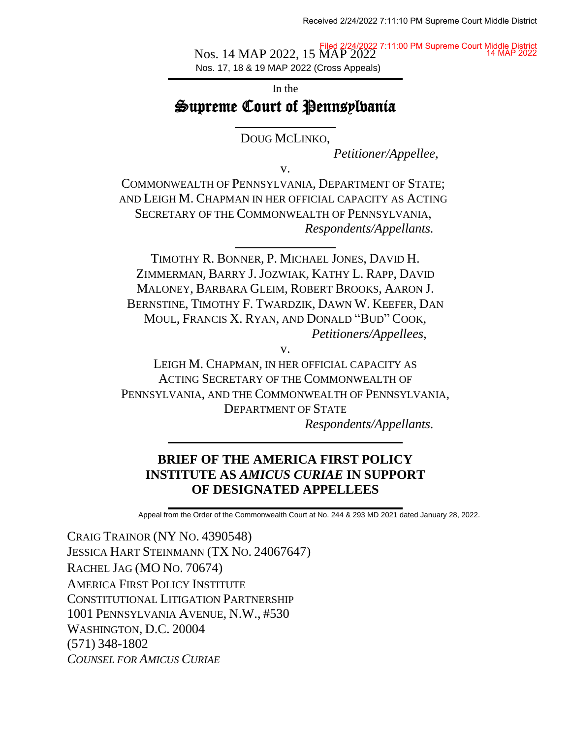Received 2/24/2022 7:11:10 PM Supreme Court Middle District

Filed 2/24/2022 7:11:00 PM Supreme Court Middle District
14 MAP 2022

Nos. 14 MAP 2022, 15 MAP 2022

Nos. 17, 18 & 19 MAP 2022 (Cross Appeals)

In the

# Supreme Court of Pennsylvania

DOUG MCLINKO,

*Petitioner/Appellee,*

v.

COMMONWEALTH OF PENNSYLVANIA, DEPARTMENT OF STATE; AND LEIGH M. CHAPMAN IN HER OFFICIAL CAPACITY AS ACTING SECRETARY OF THE COMMONWEALTH OF PENNSYLVANIA,

*Respondents/Appellants.*

TIMOTHY R. BONNER, P. MICHAEL JONES, DAVID H. ZIMMERMAN, BARRY J. JOZWIAK, KATHY L. RAPP, DAVID MALONEY, BARBARA GLEIM, ROBERT BROOKS, AARON J. BERNSTINE, TIMOTHY F. TWARDZIK, DAWN W. KEEFER, DAN MOUL, FRANCIS X. RYAN, AND DONALD "BUD" COOK,

*Petitioners/Appellees,*

v.

LEIGH M. CHAPMAN, IN HER OFFICIAL CAPACITY AS ACTING SECRETARY OF THE COMMONWEALTH OF PENNSYLVANIA, AND THE COMMONWEALTH OF PENNSYLVANIA, DEPARTMENT OF STATE

*Respondents/Appellants.*

## BRIEF OF THE AMERICA FIRST POLICY INSTITUTE AS *AMICUS CURIAE* IN SUPPORT OF DESIGNATED APPELLEES

Appeal from the Order of the Commonwealth Court at No. 244 & 293 MD 2021 dated January 28, 2022.

CRAIG TRAINOR (NY NO. 4390548)
JESSICA HART STEINMANN (TX NO. 24067647)
RACHEL JAG (MO NO. 70674)
AMERICA FIRST POLICY INSTITUTE
CONSTITUTIONAL LITIGATION PARTNERSHIP
1001 PENNSYLVANIA AVENUE, N.W., #530
WASHINGTON, D.C. 20004
(571) 348-1802
*COUNSEL FOR AMICUS CURIAE*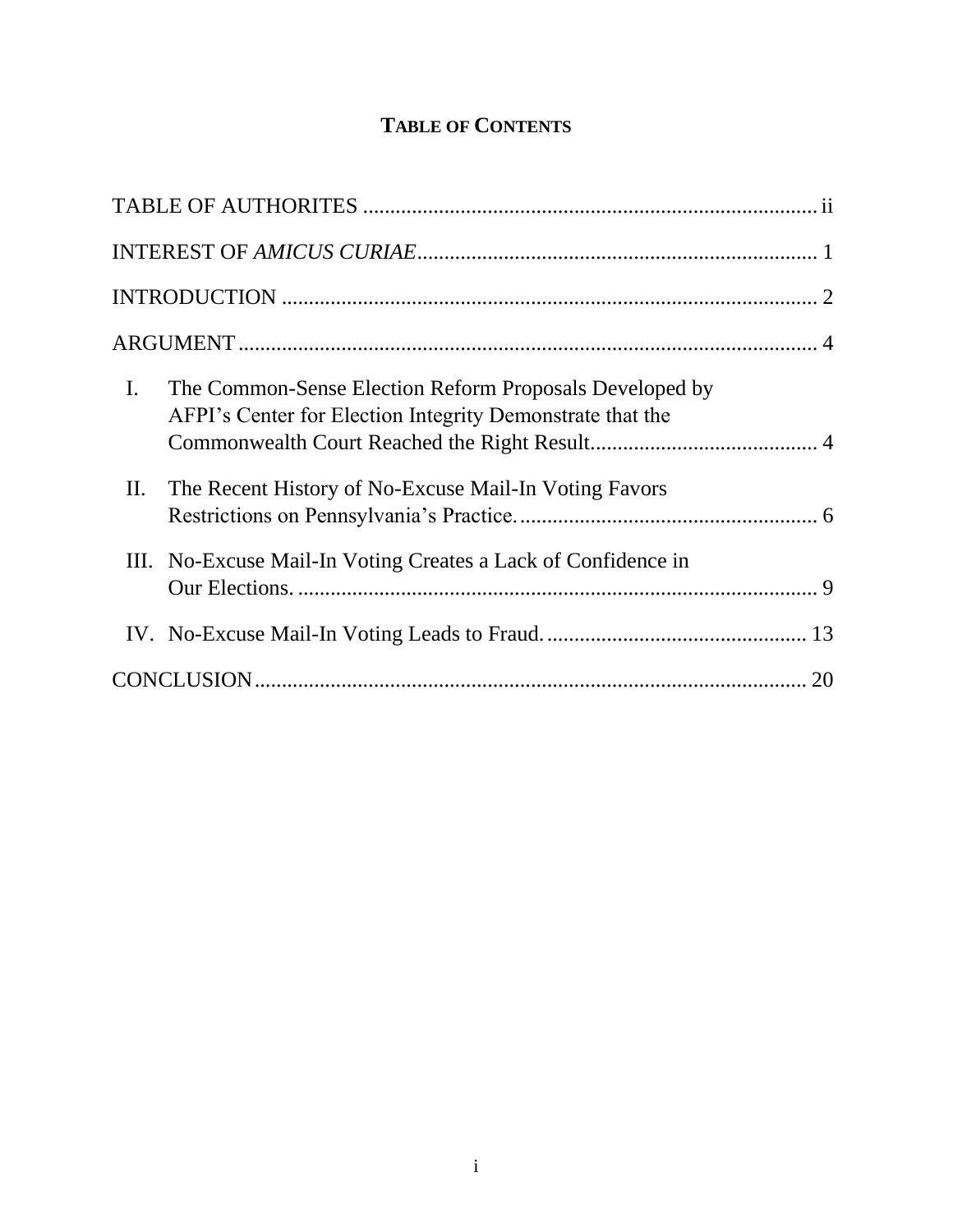# TABLE OF CONTENTS

TABLE OF AUTHORITES .................................................................................... ii

INTEREST OF *AMICUS CURIAE* ......................................................................... 1

INTRODUCTION .................................................................................................. 2

ARGUMENT .......................................................................................................... 4

I. The Common-Sense Election Reform Proposals Developed by AFPI's Center for Election Integrity Demonstrate that the Commonwealth Court Reached the Right Result .......................................... 4

II. The Recent History of No-Excuse Mail-In Voting Favors Restrictions on Pennsylvania's Practice. ...................................................... 6

III. No-Excuse Mail-In Voting Creates a Lack of Confidence in Our Elections. ............................................................................................... 9

IV. No-Excuse Mail-In Voting Leads to Fraud. ............................................... 13

CONCLUSION ..................................................................................................... 20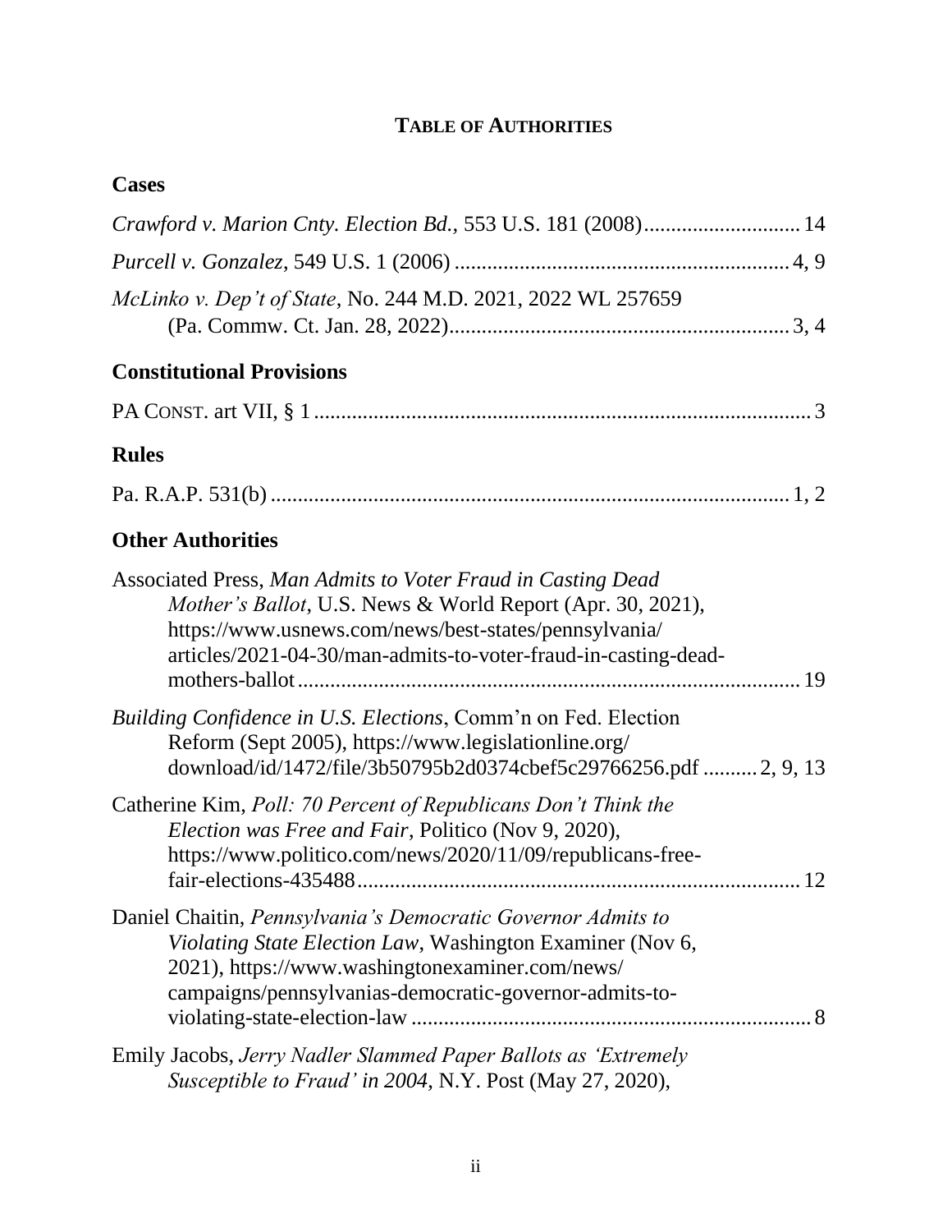# TABLE OF AUTHORITIES

## Cases

*Crawford v. Marion Cnty. Election Bd.*, 553 U.S. 181 (2008).............................14

*Purcell v. Gonzalez*, 549 U.S. 1 (2006).............................................................4, 9

*McLinko v. Dep't of State*, No. 244 M.D. 2021, 2022 WL 257659 (Pa. Commw. Ct. Jan. 28, 2022)..............................................................3, 4

## Constitutional Provisions

PA CONST. art VII, § 1...........................................................................................3

## Rules

Pa. R.A.P. 531(b)...............................................................................................1, 2

## Other Authorities

Associated Press, *Man Admits to Voter Fraud in Casting Dead Mother's Ballot*, U.S. News & World Report (Apr. 30, 2021), https://www.usnews.com/news/best-states/pennsylvania/articles/2021-04-30/man-admits-to-voter-fraud-in-casting-dead-mothers-ballot............................................................................................19

*Building Confidence in U.S. Elections*, Comm'n on Fed. Election Reform (Sept 2005), https://www.legislationline.org/download/id/1472/file/3b50795b2d0374cbef5c29766256.pdf..........2, 9, 13

Catherine Kim, *Poll: 70 Percent of Republicans Don't Think the Election was Free and Fair*, Politico (Nov 9, 2020), https://www.politico.com/news/2020/11/09/republicans-free-fair-elections-435488.................................................................................12

Daniel Chaitin, *Pennsylvania's Democratic Governor Admits to Violating State Election Law*, Washington Examiner (Nov 6, 2021), https://www.washingtonexaminer.com/news/campaigns/pennsylvanias-democratic-governor-admits-to-violating-state-election-law..........................................................................8

Emily Jacobs, *Jerry Nadler Slammed Paper Ballots as 'Extremely Susceptible to Fraud' in 2004*, N.Y. Post (May 27, 2020),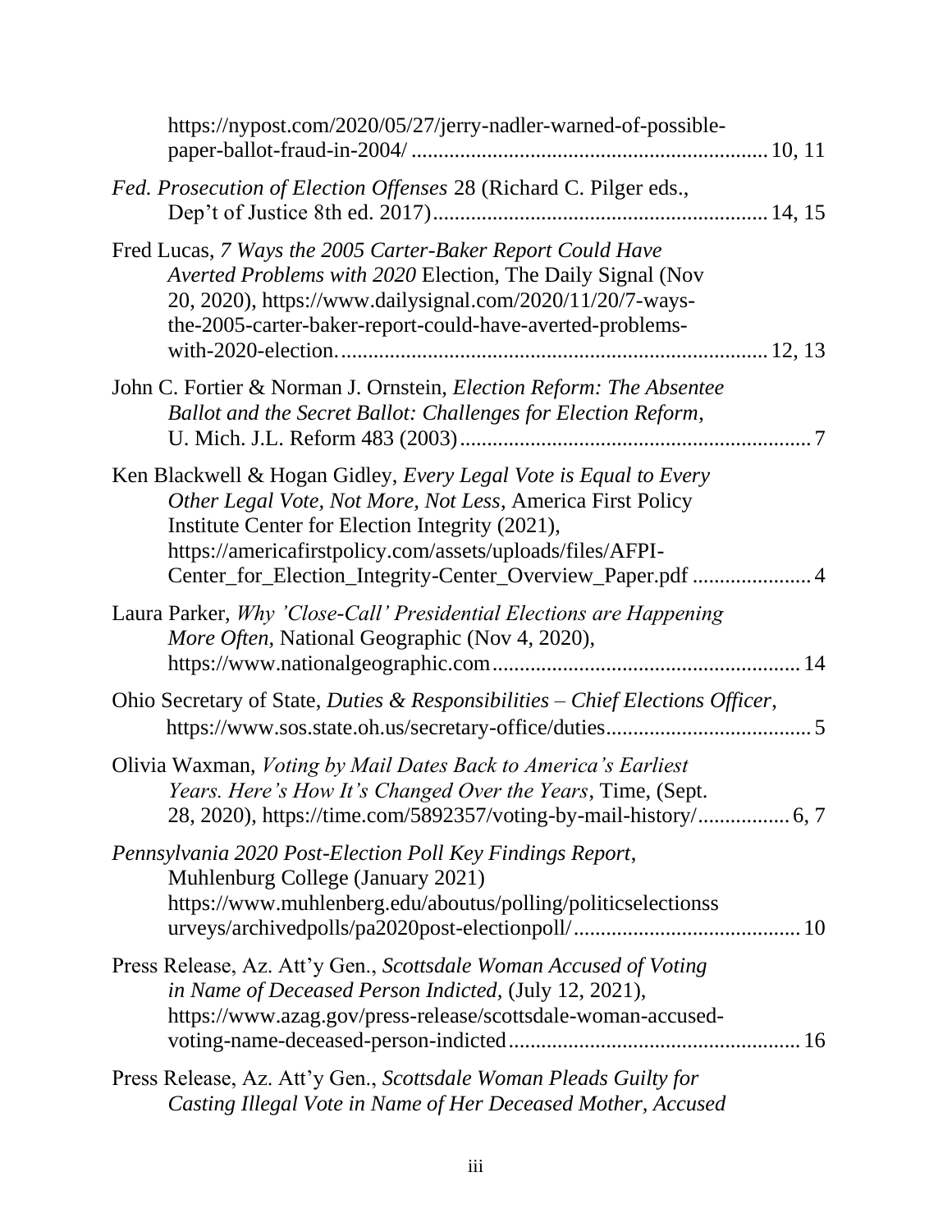https://nypost.com/2020/05/27/jerry-nadler-warned-of-possible-paper-ballot-fraud-in-2004/ ................................................................ 10, 11

*Fed. Prosecution of Election Offenses* 28 (Richard C. Pilger eds., Dep't of Justice 8th ed. 2017)............................................................ 14, 15

Fred Lucas, *7 Ways the 2005 Carter-Baker Report Could Have Averted Problems with 2020* Election, The Daily Signal (Nov 20, 2020), https://www.dailysignal.com/2020/11/20/7-ways-the-2005-carter-baker-report-could-have-averted-problems-with-2020-election. ............................................................................ 12, 13

John C. Fortier & Norman J. Ornstein, *Election Reform: The Absentee Ballot and the Secret Ballot: Challenges for Election Reform*, U. Mich. J.L. Reform 483 (2003)................................................................ 7

Ken Blackwell & Hogan Gidley, *Every Legal Vote is Equal to Every Other Legal Vote, Not More, Not Less*, America First Policy Institute Center for Election Integrity (2021), https://americafirstpolicy.com/assets/uploads/files/AFPI-Center_for_Election_Integrity-Center_Overview_Paper.pdf ..................... 4

Laura Parker, *Why 'Close-Call' Presidential Elections are Happening More Often,* National Geographic (Nov 4, 2020), https://www.nationalgeographic.com ........................................................ 14

Ohio Secretary of State, *Duties & Responsibilities – Chief Elections Officer*, https://www.sos.state.oh.us/secretary-office/duties..................................... 5

Olivia Waxman, *Voting by Mail Dates Back to America's Earliest Years. Here's How It's Changed Over the Years*, Time, (Sept. 28, 2020), https://time.com/5892357/voting-by-mail-history/................. 6, 7

*Pennsylvania 2020 Post-Election Poll Key Findings Report*, Muhlenburg College (January 2021) https://www.muhlenberg.edu/aboutus/polling/politicselectionssurveys/archivedpolls/pa2020post-electionpoll/......................................... 10

Press Release, Az. Att'y Gen., *Scottsdale Woman Accused of Voting in Name of Deceased Person Indicted*, (July 12, 2021), https://www.azag.gov/press-release/scottsdale-woman-accused-voting-name-deceased-person-indicted..................................................... 16

Press Release, Az. Att'y Gen., *Scottsdale Woman Pleads Guilty for Casting Illegal Vote in Name of Her Deceased Mother, Accused*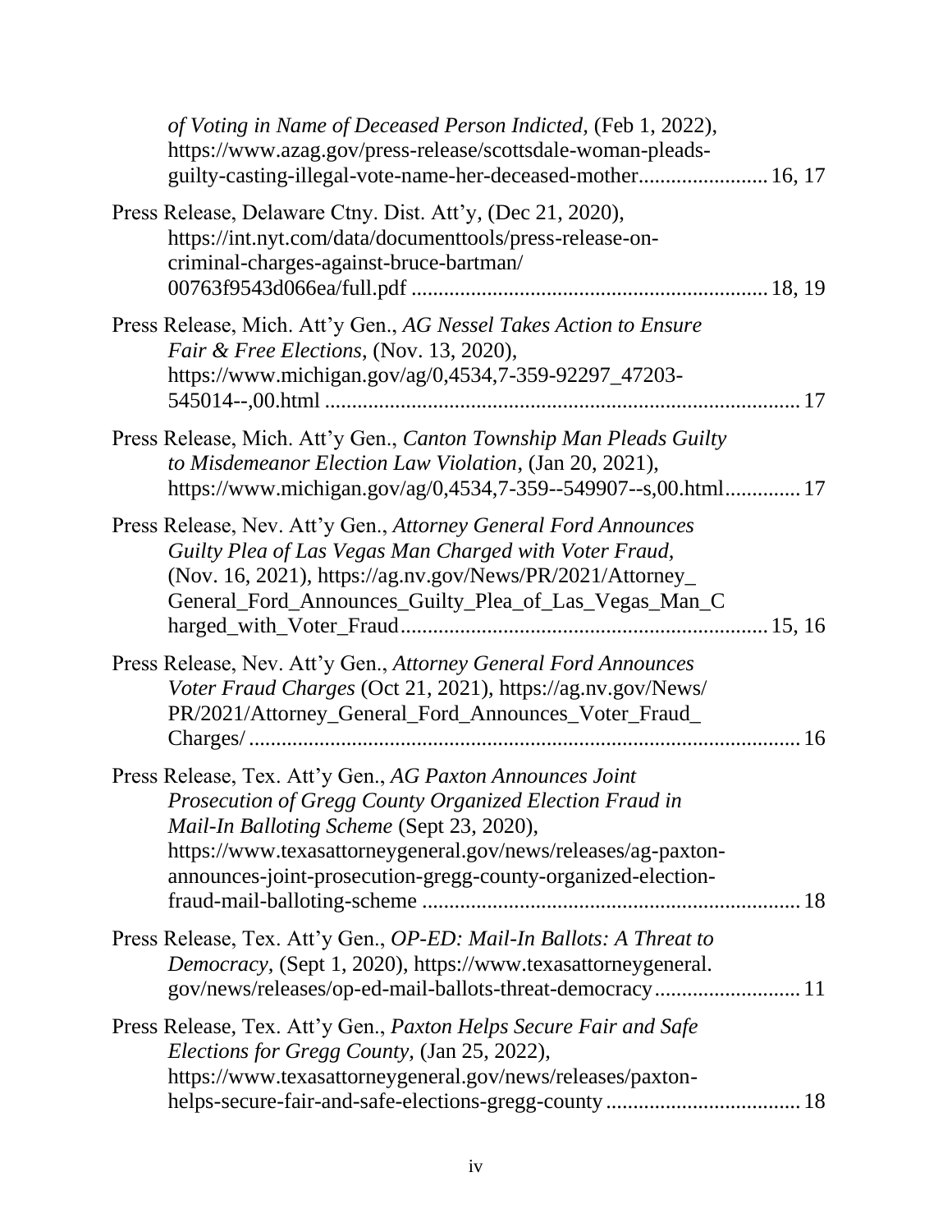*of Voting in Name of Deceased Person Indicted*, (Feb 1, 2022), https://www.azag.gov/press-release/scottsdale-woman-pleads-guilty-casting-illegal-vote-name-her-deceased-mother........................ 16, 17

Press Release, Delaware Ctny. Dist. Att'y, (Dec 21, 2020), https://int.nyt.com/data/documenttools/press-release-on-criminal-charges-against-bruce-bartman/00763f9543d066ea/full.pdf ................................................................ 18, 19

Press Release, Mich. Att'y Gen., *AG Nessel Takes Action to Ensure Fair & Free Elections*, (Nov. 13, 2020), https://www.michigan.gov/ag/0,4534,7-359-92297_47203-545014--,00.html ...................................................................................... 17

Press Release, Mich. Att'y Gen., *Canton Township Man Pleads Guilty to Misdemeanor Election Law Violation*, (Jan 20, 2021), https://www.michigan.gov/ag/0,4534,7-359--549907--s,00.html.............. 17

Press Release, Nev. Att'y Gen., *Attorney General Ford Announces Guilty Plea of Las Vegas Man Charged with Voter Fraud*, (Nov. 16, 2021), https://ag.nv.gov/News/PR/2021/Attorney_General_Ford_Announces_Guilty_Plea_of_Las_Vegas_Man_Charged_with_Voter_Fraud.................................................................... 15, 16

Press Release, Nev. Att'y Gen., *Attorney General Ford Announces Voter Fraud Charges* (Oct 21, 2021), https://ag.nv.gov/News/PR/2021/Attorney_General_Ford_Announces_Voter_Fraud_Charges/ ..................................................................................................... 16

Press Release, Tex. Att'y Gen., *AG Paxton Announces Joint Prosecution of Gregg County Organized Election Fraud in Mail-In Balloting Scheme* (Sept 23, 2020), https://www.texasattorneygeneral.gov/news/releases/ag-paxton-announces-joint-prosecution-gregg-county-organized-election-fraud-mail-balloting-scheme ..................................................................... 18

Press Release, Tex. Att'y Gen., *OP-ED: Mail-In Ballots: A Threat to Democracy*, (Sept 1, 2020), https://www.texasattorneygeneral.gov/news/releases/op-ed-mail-ballots-threat-democracy........................... 11

Press Release, Tex. Att'y Gen., *Paxton Helps Secure Fair and Safe Elections for Gregg County*, (Jan 25, 2022), https://www.texasattorneygeneral.gov/news/releases/paxton-helps-secure-fair-and-safe-elections-gregg-county .................................... 18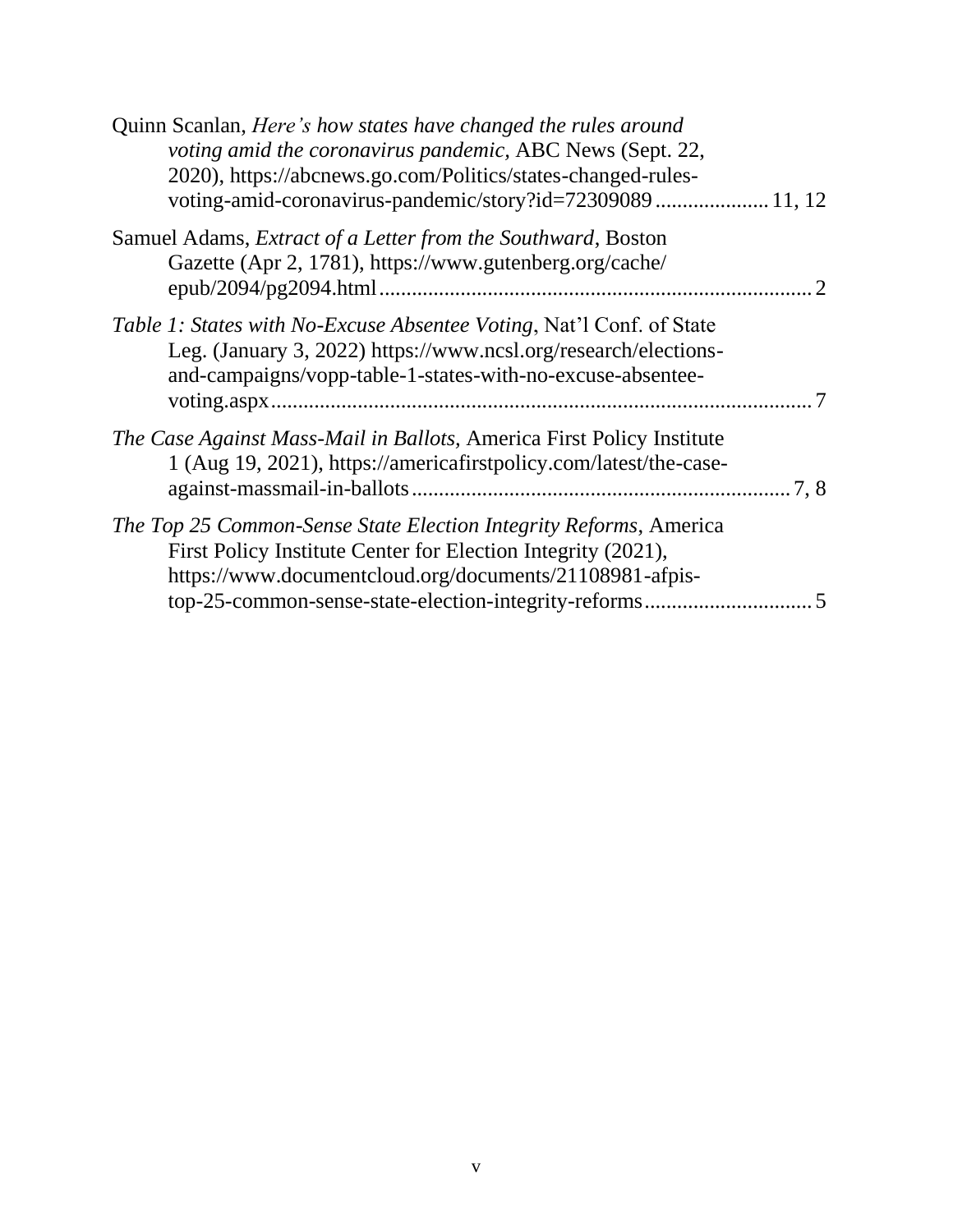Quinn Scanlan, *Here's how states have changed the rules around voting amid the coronavirus pandemic*, ABC News (Sept. 22, 2020), https://abcnews.go.com/Politics/states-changed-rules-voting-amid-coronavirus-pandemic/story?id=72309089 .................... 11, 12

Samuel Adams, *Extract of a Letter from the Southward*, Boston Gazette (Apr 2, 1781), https://www.gutenberg.org/cache/epub/2094/pg2094.html ................................................................................ 2

*Table 1: States with No-Excuse Absentee Voting*, Nat'l Conf. of State Leg. (January 3, 2022) https://www.ncsl.org/research/elections-and-campaigns/vopp-table-1-states-with-no-excuse-absentee-voting.aspx .................................................................................................. 7

*The Case Against Mass-Mail in Ballots*, America First Policy Institute 1 (Aug 19, 2021), https://americafirstpolicy.com/latest/the-case-against-massmail-in-ballots ..................................................................... 7, 8

*The Top 25 Common-Sense State Election Integrity Reforms*, America First Policy Institute Center for Election Integrity (2021), https://www.documentcloud.org/documents/21108981-afpis-top-25-common-sense-state-election-integrity-reforms ................................ 5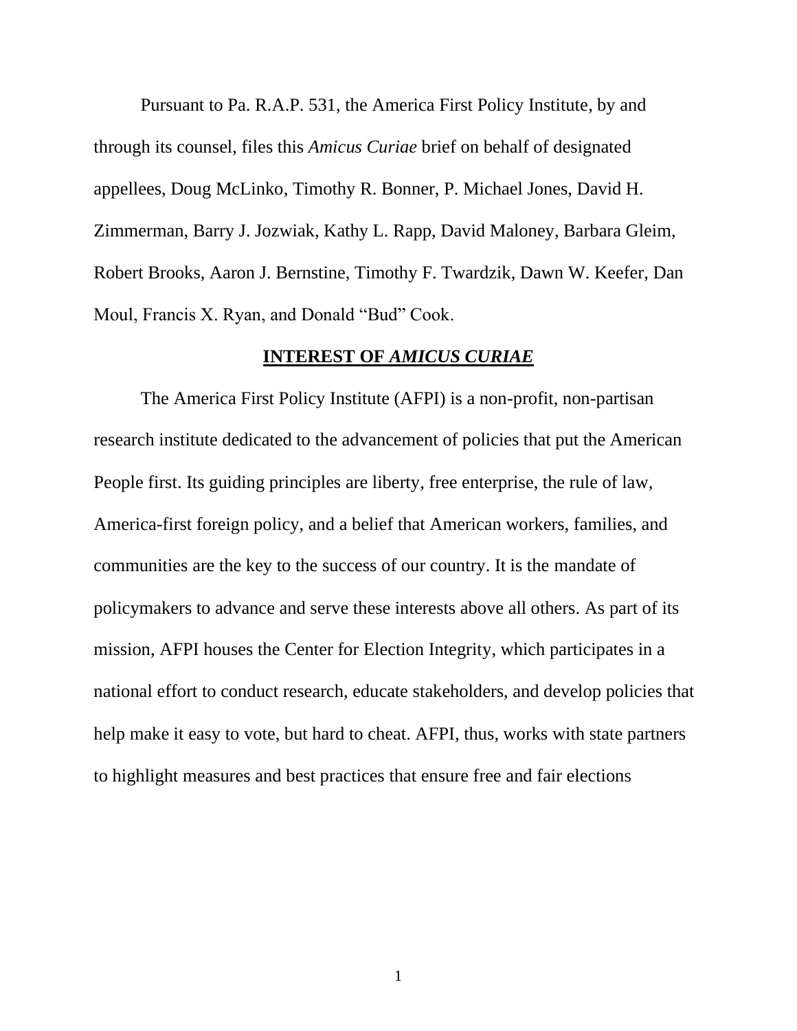Pursuant to Pa. R.A.P. 531, the America First Policy Institute, by and through its counsel, files this *Amicus Curiae* brief on behalf of designated appellees, Doug McLinko, Timothy R. Bonner, P. Michael Jones, David H. Zimmerman, Barry J. Jozwiak, Kathy L. Rapp, David Maloney, Barbara Gleim, Robert Brooks, Aaron J. Bernstine, Timothy F. Twardzik, Dawn W. Keefer, Dan Moul, Francis X. Ryan, and Donald "Bud" Cook.

## INTEREST OF *AMICUS CURIAE*

The America First Policy Institute (AFPI) is a non-profit, non-partisan research institute dedicated to the advancement of policies that put the American People first. Its guiding principles are liberty, free enterprise, the rule of law, America-first foreign policy, and a belief that American workers, families, and communities are the key to the success of our country. It is the mandate of policymakers to advance and serve these interests above all others. As part of its mission, AFPI houses the Center for Election Integrity, which participates in a national effort to conduct research, educate stakeholders, and develop policies that help make it easy to vote, but hard to cheat. AFPI, thus, works with state partners to highlight measures and best practices that ensure free and fair elections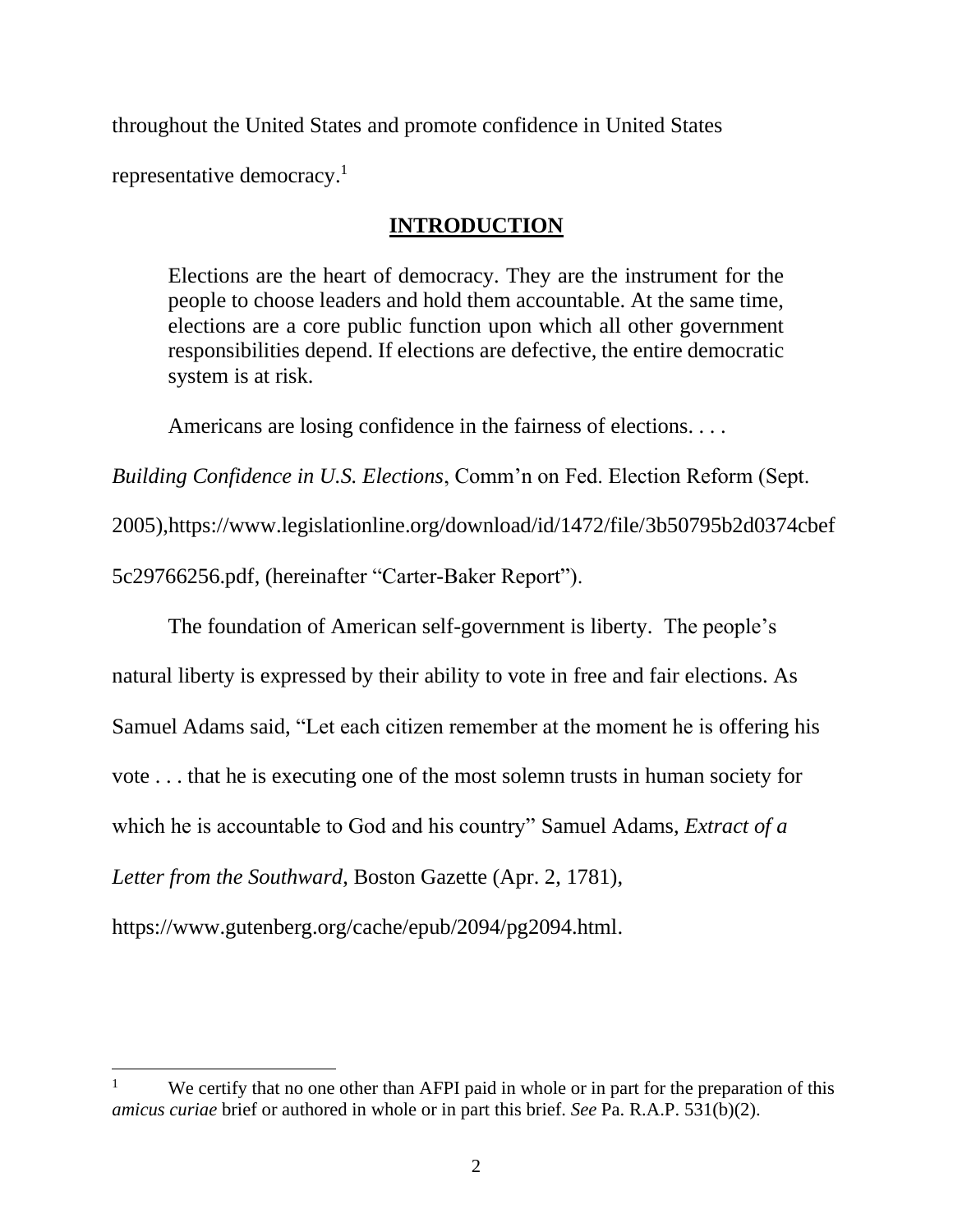throughout the United States and promote confidence in United States representative democracy.[1]

## INTRODUCTION

> Elections are the heart of democracy. They are the instrument for the people to choose leaders and hold them accountable. At the same time, elections are a core public function upon which all other government responsibilities depend. If elections are defective, the entire democratic system is at risk.
>
> Americans are losing confidence in the fairness of elections. . . .

*Building Confidence in U.S. Elections*, Comm'n on Fed. Election Reform (Sept. 2005),https://www.legislationline.org/download/id/1472/file/3b50795b2d0374cbef5c29766256.pdf, (hereinafter "Carter-Baker Report").

The foundation of American self-government is liberty. The people's natural liberty is expressed by their ability to vote in free and fair elections. As Samuel Adams said, "Let each citizen remember at the moment he is offering his vote . . . that he is executing one of the most solemn trusts in human society for which he is accountable to God and his country" Samuel Adams, *Extract of a Letter from the Southward*, Boston Gazette (Apr. 2, 1781), https://www.gutenberg.org/cache/epub/2094/pg2094.html.

---

[1] We certify that no one other than AFPI paid in whole or in part for the preparation of this *amicus curiae* brief or authored in whole or in part this brief. *See* Pa. R.A.P. 531(b)(2).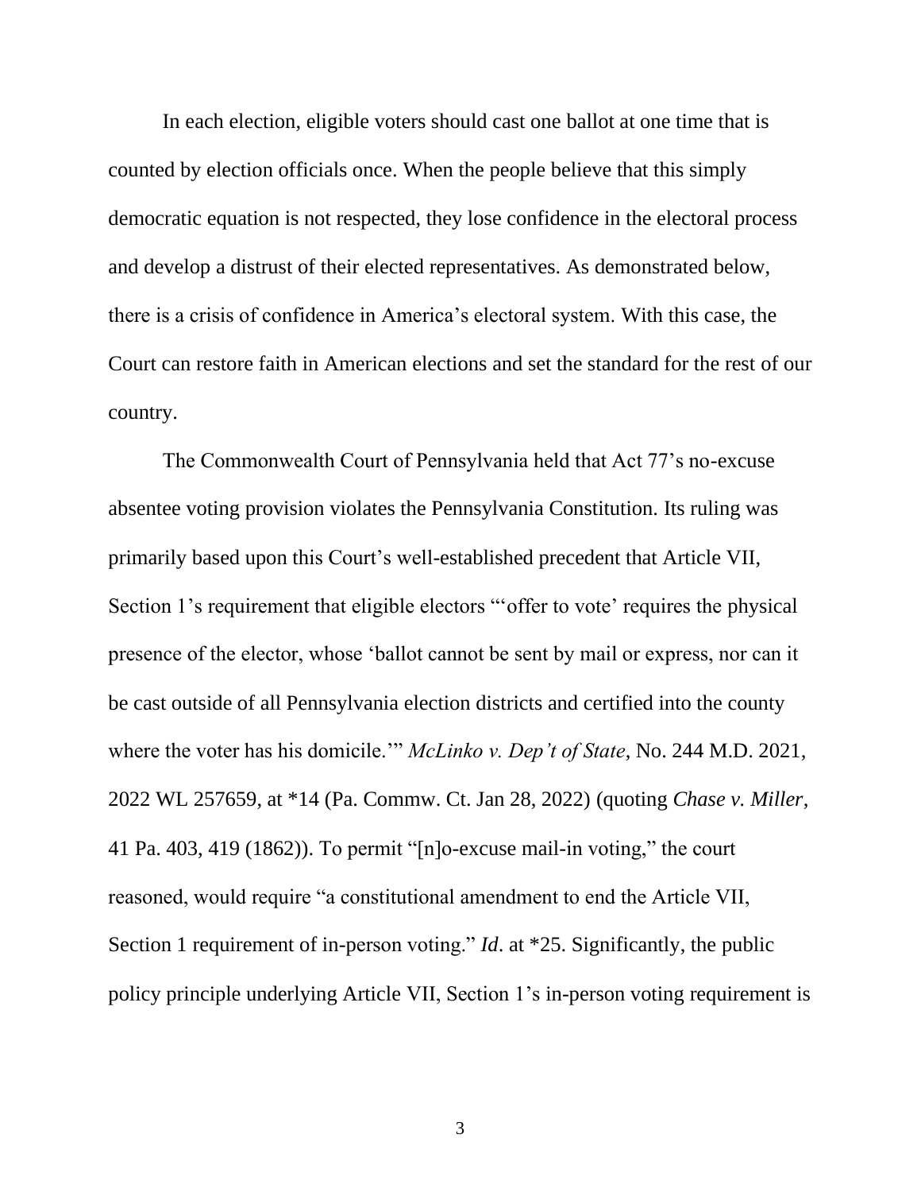In each election, eligible voters should cast one ballot at one time that is counted by election officials once. When the people believe that this simply democratic equation is not respected, they lose confidence in the electoral process and develop a distrust of their elected representatives. As demonstrated below, there is a crisis of confidence in America's electoral system. With this case, the Court can restore faith in American elections and set the standard for the rest of our country.

The Commonwealth Court of Pennsylvania held that Act 77's no-excuse absentee voting provision violates the Pennsylvania Constitution. Its ruling was primarily based upon this Court's well-established precedent that Article VII, Section 1's requirement that eligible electors "'offer to vote' requires the physical presence of the elector, whose 'ballot cannot be sent by mail or express, nor can it be cast outside of all Pennsylvania election districts and certified into the county where the voter has his domicile.'" *McLinko v. Dep't of State*, No. 244 M.D. 2021, 2022 WL 257659, at *14 (Pa. Commw. Ct. Jan 28, 2022) (quoting *Chase v. Miller*, 41 Pa. 403, 419 (1862)). To permit "[n]o-excuse mail-in voting," the court reasoned, would require "a constitutional amendment to end the Article VII, Section 1 requirement of in-person voting." *Id*. at *25. Significantly, the public policy principle underlying Article VII, Section 1's in-person voting requirement is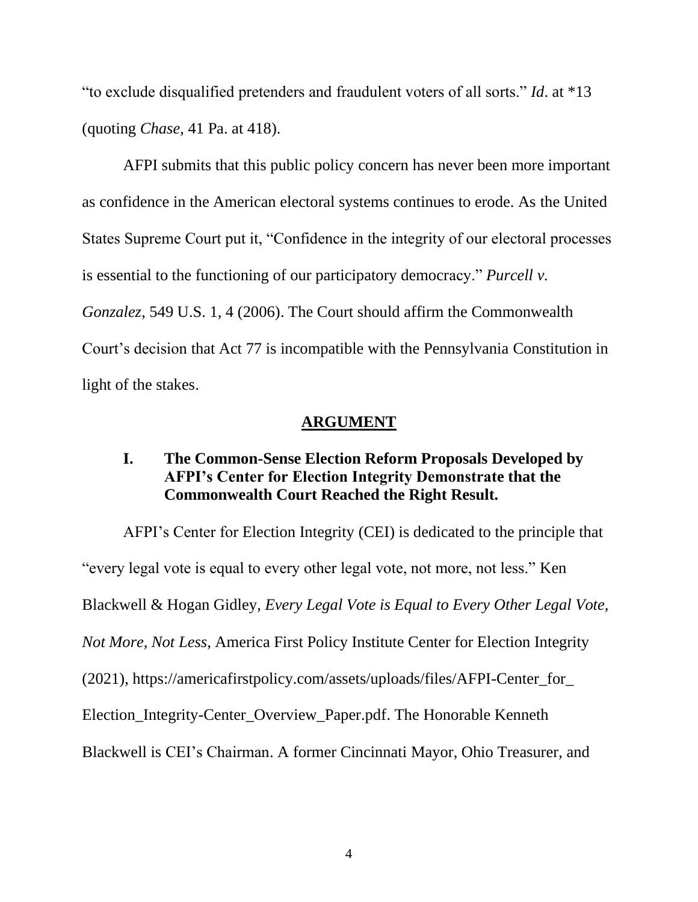"to exclude disqualified pretenders and fraudulent voters of all sorts." *Id*. at *13 (quoting *Chase*, 41 Pa. at 418).

AFPI submits that this public policy concern has never been more important as confidence in the American electoral systems continues to erode. As the United States Supreme Court put it, "Confidence in the integrity of our electoral processes is essential to the functioning of our participatory democracy." *Purcell v. Gonzalez,* 549 U.S. 1, 4 (2006). The Court should affirm the Commonwealth Court's decision that Act 77 is incompatible with the Pennsylvania Constitution in light of the stakes.

## ARGUMENT

### I. The Common-Sense Election Reform Proposals Developed by AFPI's Center for Election Integrity Demonstrate that the Commonwealth Court Reached the Right Result.

AFPI's Center for Election Integrity (CEI) is dedicated to the principle that "every legal vote is equal to every other legal vote, not more, not less." Ken Blackwell & Hogan Gidley, *Every Legal Vote is Equal to Every Other Legal Vote, Not More, Not Less*, America First Policy Institute Center for Election Integrity (2021), https://americafirstpolicy.com/assets/uploads/files/AFPI-Center_for_Election_Integrity-Center_Overview_Paper.pdf. The Honorable Kenneth Blackwell is CEI's Chairman. A former Cincinnati Mayor, Ohio Treasurer, and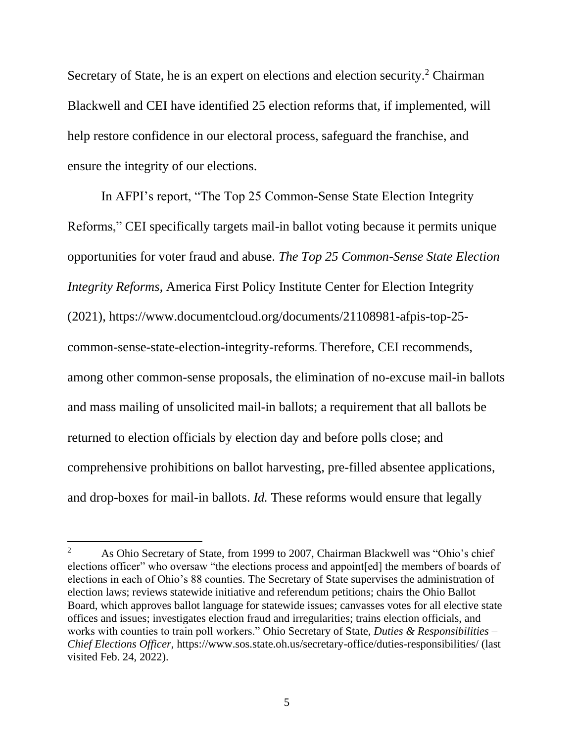Secretary of State, he is an expert on elections and election security.[2] Chairman Blackwell and CEI have identified 25 election reforms that, if implemented, will help restore confidence in our electoral process, safeguard the franchise, and ensure the integrity of our elections.

In AFPI's report, "The Top 25 Common-Sense State Election Integrity Reforms," CEI specifically targets mail-in ballot voting because it permits unique opportunities for voter fraud and abuse. *The Top 25 Common-Sense State Election Integrity Reforms*, America First Policy Institute Center for Election Integrity (2021), https://www.documentcloud.org/documents/21108981-afpis-top-25-common-sense-state-election-integrity-reforms. Therefore, CEI recommends, among other common-sense proposals, the elimination of no-excuse mail-in ballots and mass mailing of unsolicited mail-in ballots; a requirement that all ballots be returned to election officials by election day and before polls close; and comprehensive prohibitions on ballot harvesting, pre-filled absentee applications, and drop-boxes for mail-in ballots. *Id.* These reforms would ensure that legally

---

[2] As Ohio Secretary of State, from 1999 to 2007, Chairman Blackwell was "Ohio's chief elections officer" who oversaw "the elections process and appoint[ed] the members of boards of elections in each of Ohio's 88 counties. The Secretary of State supervises the administration of election laws; reviews statewide initiative and referendum petitions; chairs the Ohio Ballot Board, which approves ballot language for statewide issues; canvasses votes for all elective state offices and issues; investigates election fraud and irregularities; trains election officials, and works with counties to train poll workers." Ohio Secretary of State, *Duties & Responsibilities – Chief Elections Officer*, https://www.sos.state.oh.us/secretary-office/duties-responsibilities/ (last visited Feb. 24, 2022).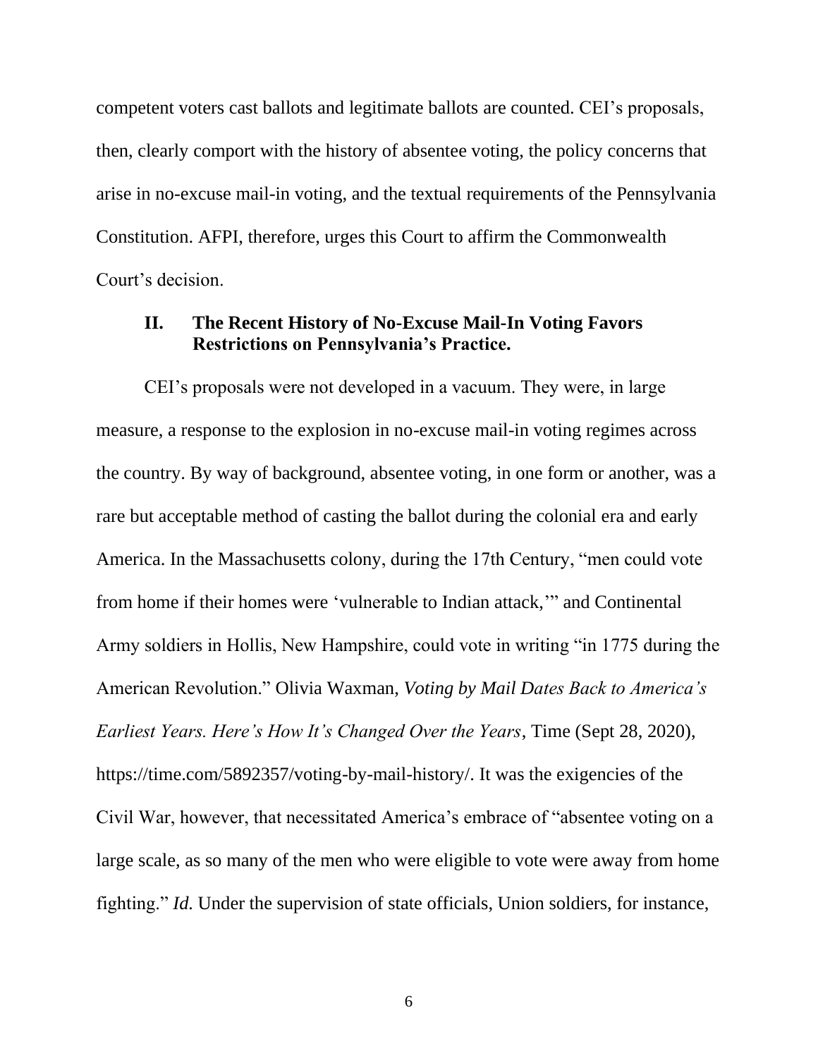competent voters cast ballots and legitimate ballots are counted. CEI's proposals, then, clearly comport with the history of absentee voting, the policy concerns that arise in no-excuse mail-in voting, and the textual requirements of the Pennsylvania Constitution. AFPI, therefore, urges this Court to affirm the Commonwealth Court's decision.

## II. The Recent History of No-Excuse Mail-In Voting Favors Restrictions on Pennsylvania's Practice.

CEI's proposals were not developed in a vacuum. They were, in large measure, a response to the explosion in no-excuse mail-in voting regimes across the country. By way of background, absentee voting, in one form or another, was a rare but acceptable method of casting the ballot during the colonial era and early America. In the Massachusetts colony, during the 17th Century, "men could vote from home if their homes were 'vulnerable to Indian attack,'" and Continental Army soldiers in Hollis, New Hampshire, could vote in writing "in 1775 during the American Revolution." Olivia Waxman, *Voting by Mail Dates Back to America's Earliest Years. Here's How It's Changed Over the Years*, Time (Sept 28, 2020), https://time.com/5892357/voting-by-mail-history/. It was the exigencies of the Civil War, however, that necessitated America's embrace of "absentee voting on a large scale, as so many of the men who were eligible to vote were away from home fighting." *Id.* Under the supervision of state officials, Union soldiers, for instance,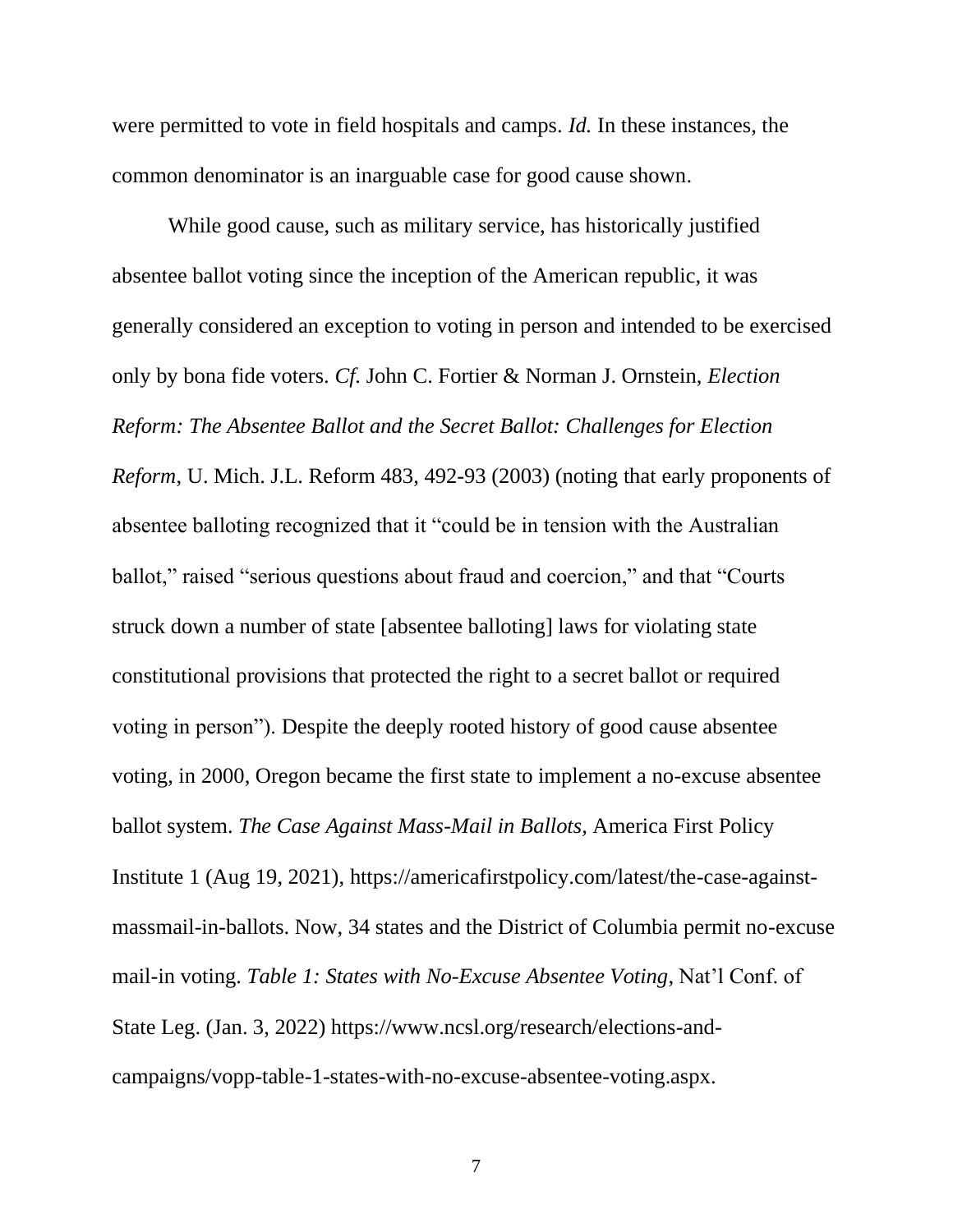were permitted to vote in field hospitals and camps. *Id.* In these instances, the common denominator is an inarguable case for good cause shown.

While good cause, such as military service, has historically justified absentee ballot voting since the inception of the American republic, it was generally considered an exception to voting in person and intended to be exercised only by bona fide voters. *Cf.* John C. Fortier & Norman J. Ornstein, *Election Reform: The Absentee Ballot and the Secret Ballot: Challenges for Election Reform*, U. Mich. J.L. Reform 483, 492-93 (2003) (noting that early proponents of absentee balloting recognized that it "could be in tension with the Australian ballot," raised "serious questions about fraud and coercion," and that "Courts struck down a number of state [absentee balloting] laws for violating state constitutional provisions that protected the right to a secret ballot or required voting in person"). Despite the deeply rooted history of good cause absentee voting, in 2000, Oregon became the first state to implement a no-excuse absentee ballot system. *The Case Against Mass-Mail in Ballots,* America First Policy Institute 1 (Aug 19, 2021), https://americafirstpolicy.com/latest/the-case-against-massmail-in-ballots. Now, 34 states and the District of Columbia permit no-excuse mail-in voting. *Table 1: States with No-Excuse Absentee Voting*, Nat'l Conf. of State Leg. (Jan. 3, 2022) https://www.ncsl.org/research/elections-and-campaigns/vopp-table-1-states-with-no-excuse-absentee-voting.aspx.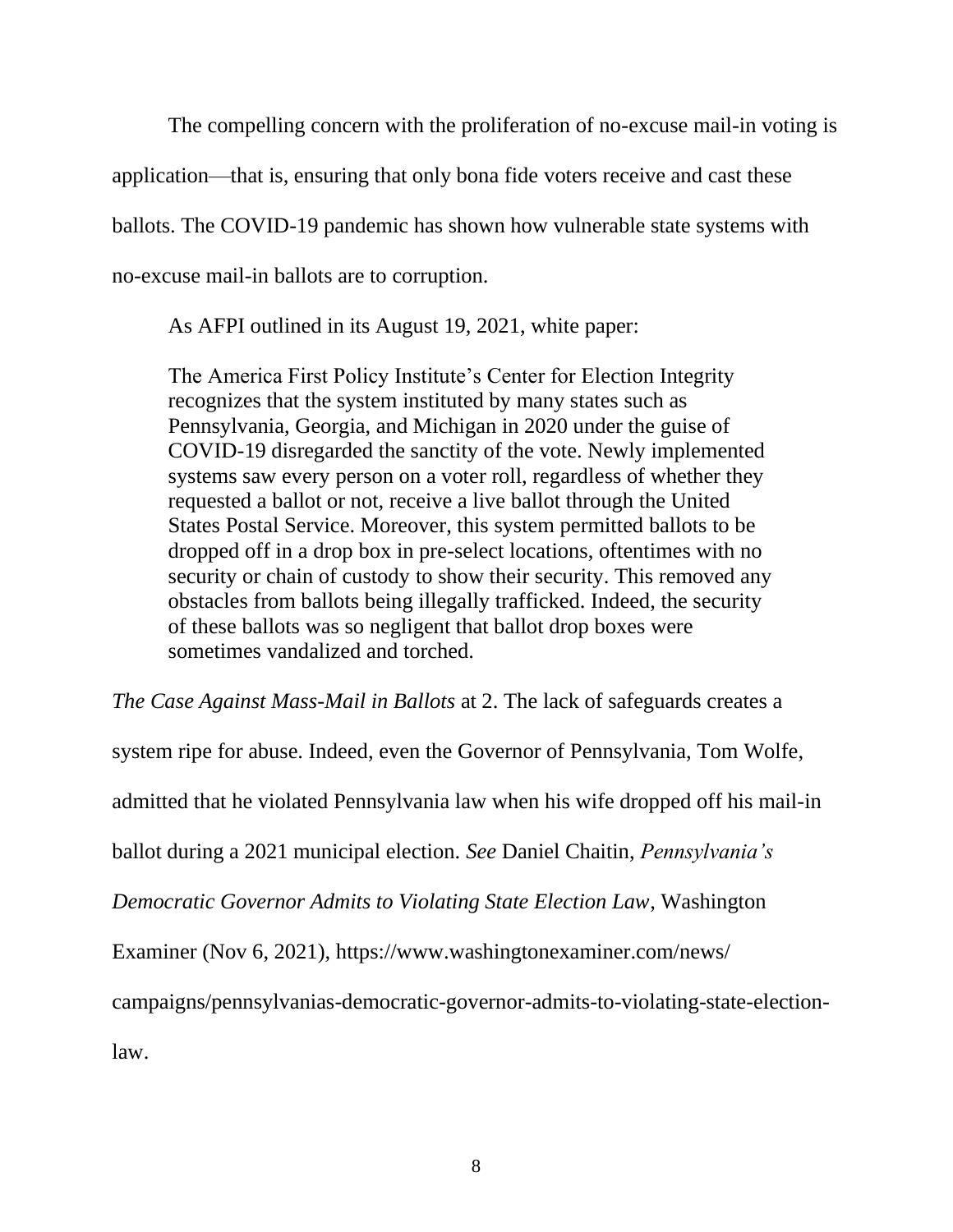The compelling concern with the proliferation of no-excuse mail-in voting is application—that is, ensuring that only bona fide voters receive and cast these ballots. The COVID-19 pandemic has shown how vulnerable state systems with no-excuse mail-in ballots are to corruption.

As AFPI outlined in its August 19, 2021, white paper:

> The America First Policy Institute's Center for Election Integrity recognizes that the system instituted by many states such as Pennsylvania, Georgia, and Michigan in 2020 under the guise of COVID-19 disregarded the sanctity of the vote. Newly implemented systems saw every person on a voter roll, regardless of whether they requested a ballot or not, receive a live ballot through the United States Postal Service. Moreover, this system permitted ballots to be dropped off in a drop box in pre-select locations, oftentimes with no security or chain of custody to show their security. This removed any obstacles from ballots being illegally trafficked. Indeed, the security of these ballots was so negligent that ballot drop boxes were sometimes vandalized and torched.

*The Case Against Mass-Mail in Ballots* at 2. The lack of safeguards creates a system ripe for abuse. Indeed, even the Governor of Pennsylvania, Tom Wolfe, admitted that he violated Pennsylvania law when his wife dropped off his mail-in ballot during a 2021 municipal election. *See* Daniel Chaitin, *Pennsylvania's Democratic Governor Admits to Violating State Election Law*, Washington Examiner (Nov 6, 2021), https://www.washingtonexaminer.com/news/campaigns/pennsylvanias-democratic-governor-admits-to-violating-state-election-law.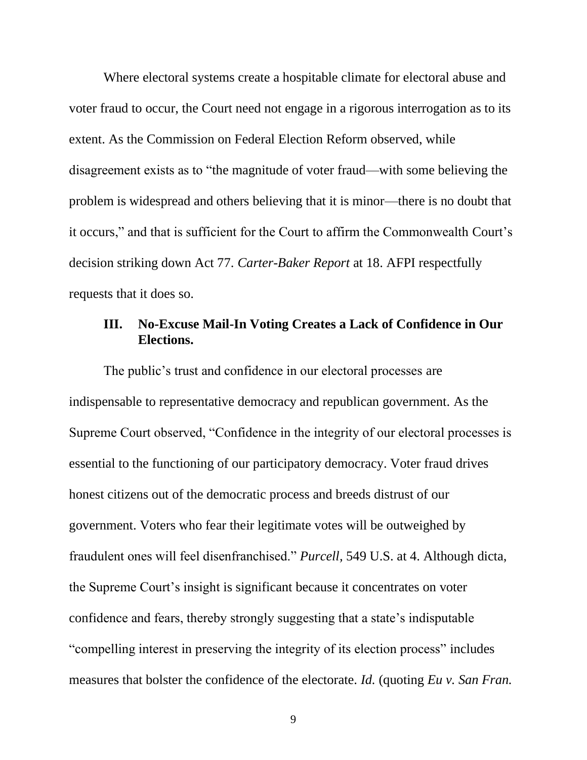Where electoral systems create a hospitable climate for electoral abuse and voter fraud to occur, the Court need not engage in a rigorous interrogation as to its extent. As the Commission on Federal Election Reform observed, while disagreement exists as to "the magnitude of voter fraud—with some believing the problem is widespread and others believing that it is minor—there is no doubt that it occurs," and that is sufficient for the Court to affirm the Commonwealth Court's decision striking down Act 77. *Carter-Baker Report* at 18. AFPI respectfully requests that it does so.

### III. No-Excuse Mail-In Voting Creates a Lack of Confidence in Our Elections.

The public's trust and confidence in our electoral processes are indispensable to representative democracy and republican government. As the Supreme Court observed, "Confidence in the integrity of our electoral processes is essential to the functioning of our participatory democracy. Voter fraud drives honest citizens out of the democratic process and breeds distrust of our government. Voters who fear their legitimate votes will be outweighed by fraudulent ones will feel disenfranchised." *Purcell*, 549 U.S. at 4. Although dicta, the Supreme Court's insight is significant because it concentrates on voter confidence and fears, thereby strongly suggesting that a state's indisputable "compelling interest in preserving the integrity of its election process" includes measures that bolster the confidence of the electorate. *Id.* (quoting *Eu v. San Fran.*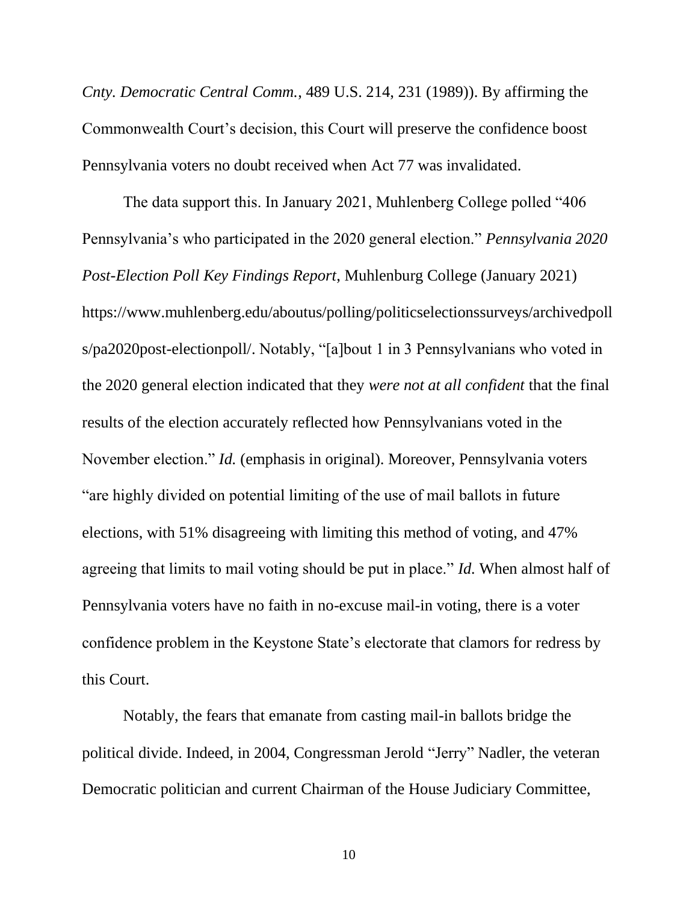*Cnty. Democratic Central Comm.*, 489 U.S. 214, 231 (1989)). By affirming the Commonwealth Court's decision, this Court will preserve the confidence boost Pennsylvania voters no doubt received when Act 77 was invalidated.

The data support this. In January 2021, Muhlenberg College polled "406 Pennsylvania's who participated in the 2020 general election." *Pennsylvania 2020 Post-Election Poll Key Findings Report*, Muhlenburg College (January 2021) https://www.muhlenberg.edu/aboutus/polling/politicselectionssurveys/archivedpolls/pa2020post-electionpoll/. Notably, "[a]bout 1 in 3 Pennsylvanians who voted in the 2020 general election indicated that they *were not at all confident* that the final results of the election accurately reflected how Pennsylvanians voted in the November election." *Id.* (emphasis in original). Moreover, Pennsylvania voters "are highly divided on potential limiting of the use of mail ballots in future elections, with 51% disagreeing with limiting this method of voting, and 47% agreeing that limits to mail voting should be put in place." *Id.* When almost half of Pennsylvania voters have no faith in no-excuse mail-in voting, there is a voter confidence problem in the Keystone State's electorate that clamors for redress by this Court.

Notably, the fears that emanate from casting mail-in ballots bridge the political divide. Indeed, in 2004, Congressman Jerold "Jerry" Nadler, the veteran Democratic politician and current Chairman of the House Judiciary Committee,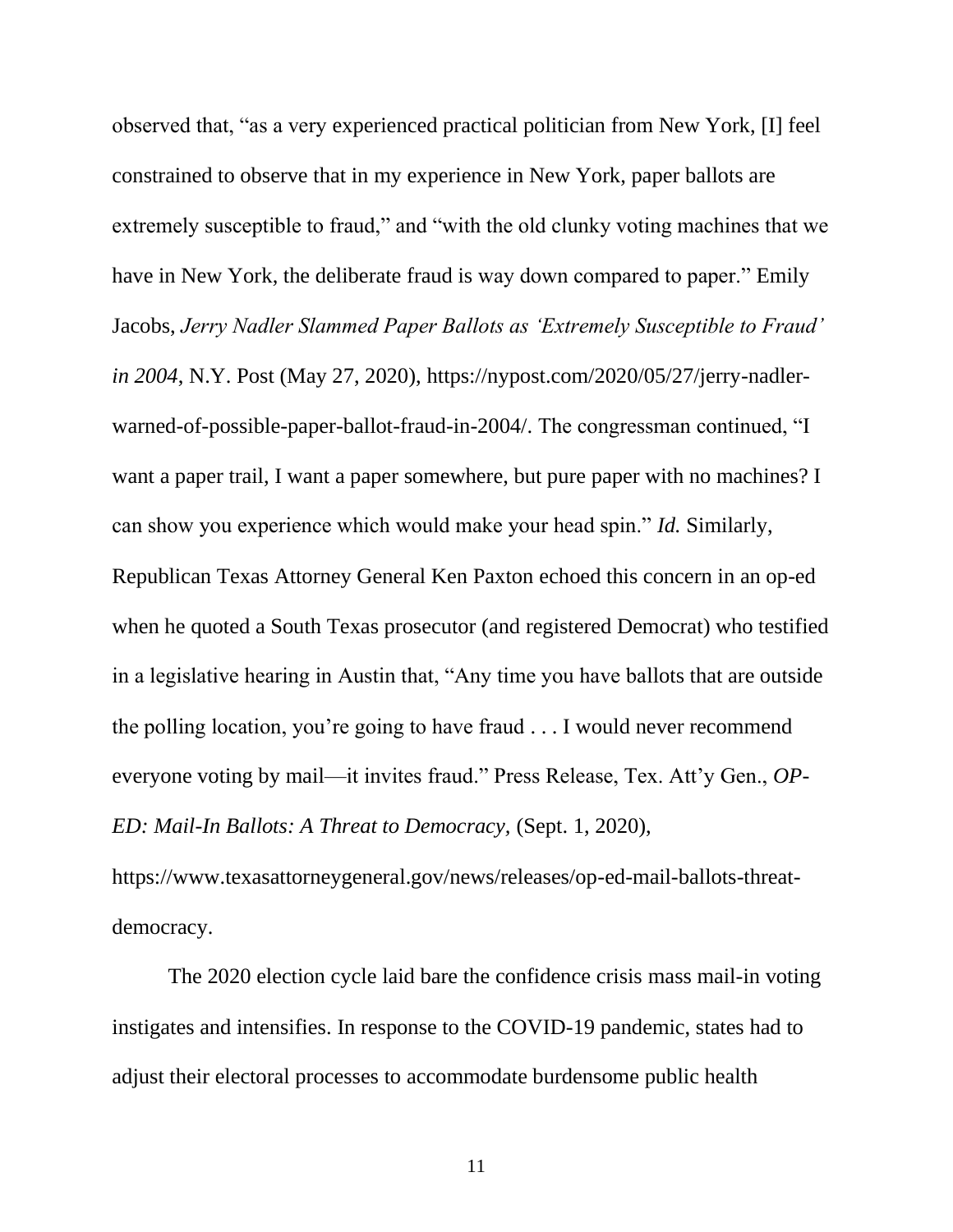observed that, "as a very experienced practical politician from New York, [I] feel constrained to observe that in my experience in New York, paper ballots are extremely susceptible to fraud," and "with the old clunky voting machines that we have in New York, the deliberate fraud is way down compared to paper." Emily Jacobs, *Jerry Nadler Slammed Paper Ballots as 'Extremely Susceptible to Fraud' in 2004*, N.Y. Post (May 27, 2020), https://nypost.com/2020/05/27/jerry-nadler-warned-of-possible-paper-ballot-fraud-in-2004/. The congressman continued, "I want a paper trail, I want a paper somewhere, but pure paper with no machines? I can show you experience which would make your head spin." *Id.* Similarly, Republican Texas Attorney General Ken Paxton echoed this concern in an op-ed when he quoted a South Texas prosecutor (and registered Democrat) who testified in a legislative hearing in Austin that, "Any time you have ballots that are outside the polling location, you're going to have fraud . . . I would never recommend everyone voting by mail—it invites fraud." Press Release, Tex. Att'y Gen., *OP-ED: Mail-In Ballots: A Threat to Democracy*, (Sept. 1, 2020), https://www.texasattorneygeneral.gov/news/releases/op-ed-mail-ballots-threat-democracy.

The 2020 election cycle laid bare the confidence crisis mass mail-in voting instigates and intensifies. In response to the COVID-19 pandemic, states had to adjust their electoral processes to accommodate burdensome public health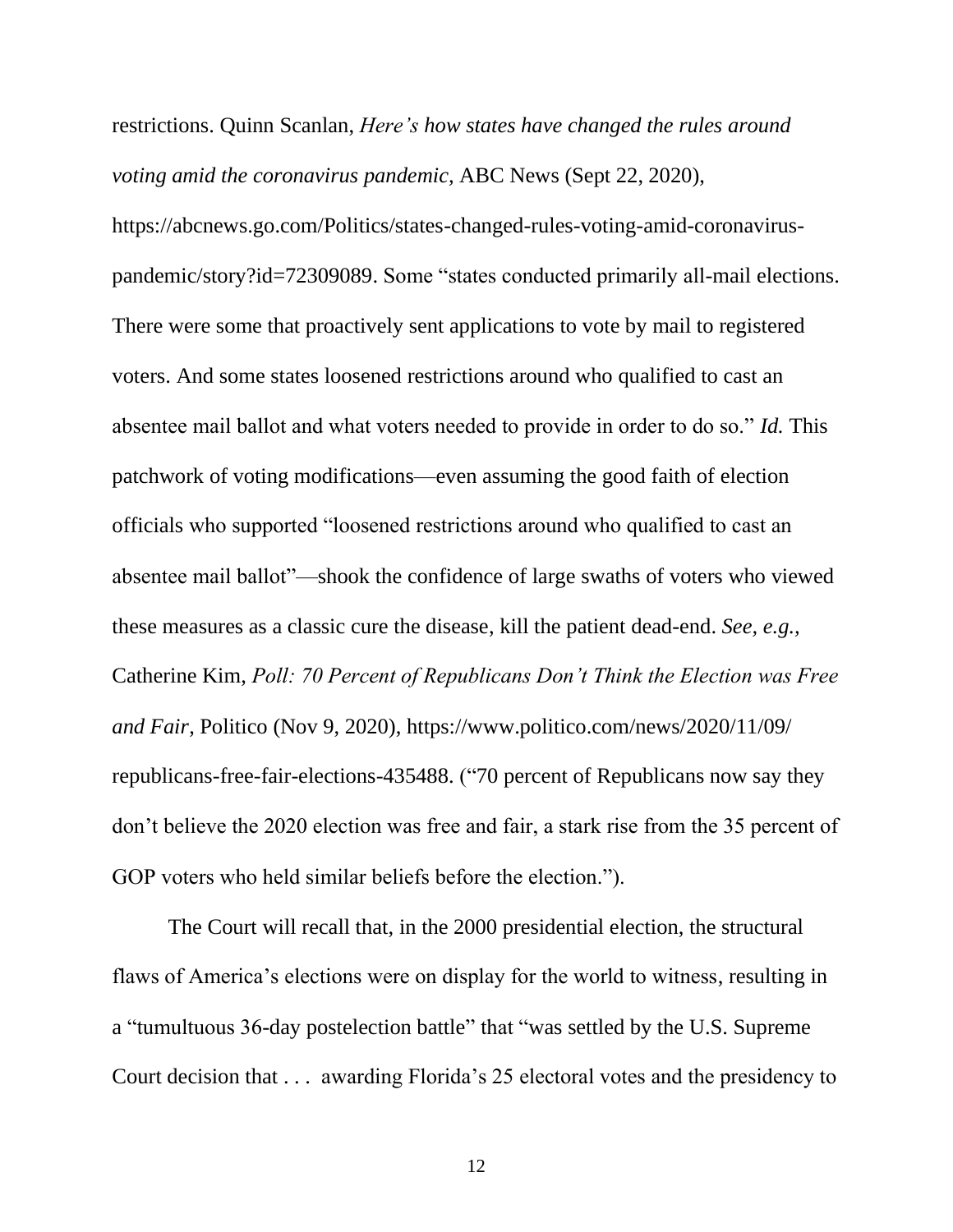restrictions. Quinn Scanlan, *Here's how states have changed the rules around voting amid the coronavirus pandemic,* ABC News (Sept 22, 2020), https://abcnews.go.com/Politics/states-changed-rules-voting-amid-coronavirus-pandemic/story?id=72309089. Some "states conducted primarily all-mail elections. There were some that proactively sent applications to vote by mail to registered voters. And some states loosened restrictions around who qualified to cast an absentee mail ballot and what voters needed to provide in order to do so." *Id.* This patchwork of voting modifications—even assuming the good faith of election officials who supported "loosened restrictions around who qualified to cast an absentee mail ballot"—shook the confidence of large swaths of voters who viewed these measures as a classic cure the disease, kill the patient dead-end. *See, e.g.,* Catherine Kim, *Poll: 70 Percent of Republicans Don't Think the Election was Free and Fair*, Politico (Nov 9, 2020), https://www.politico.com/news/2020/11/09/republicans-free-fair-elections-435488. ("70 percent of Republicans now say they don't believe the 2020 election was free and fair, a stark rise from the 35 percent of GOP voters who held similar beliefs before the election.").

The Court will recall that, in the 2000 presidential election, the structural flaws of America's elections were on display for the world to witness, resulting in a "tumultuous 36-day postelection battle" that "was settled by the U.S. Supreme Court decision that . . . awarding Florida's 25 electoral votes and the presidency to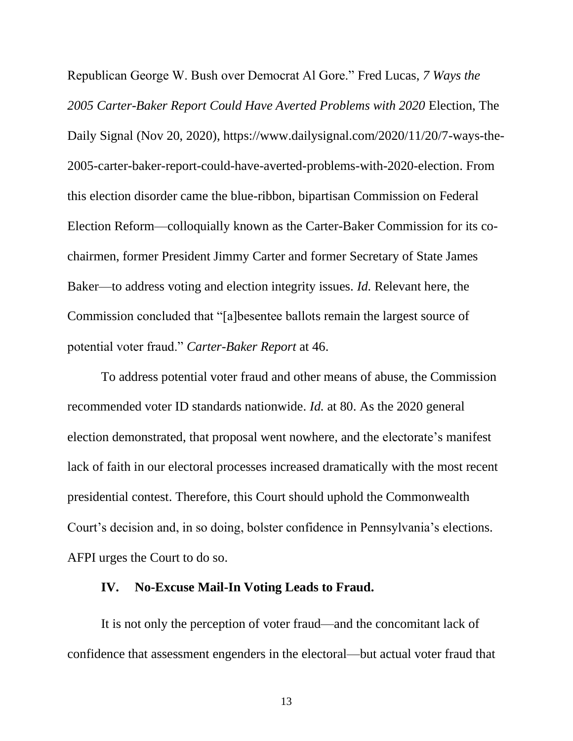Republican George W. Bush over Democrat Al Gore." Fred Lucas, *7 Ways the 2005 Carter-Baker Report Could Have Averted Problems with 2020* Election, The Daily Signal (Nov 20, 2020), https://www.dailysignal.com/2020/11/20/7-ways-the-2005-carter-baker-report-could-have-averted-problems-with-2020-election. From this election disorder came the blue-ribbon, bipartisan Commission on Federal Election Reform—colloquially known as the Carter-Baker Commission for its co-chairmen, former President Jimmy Carter and former Secretary of State James Baker—to address voting and election integrity issues. *Id.* Relevant here, the Commission concluded that "[a]besentee ballots remain the largest source of potential voter fraud." *Carter-Baker Report* at 46.

To address potential voter fraud and other means of abuse, the Commission recommended voter ID standards nationwide. *Id.* at 80. As the 2020 general election demonstrated, that proposal went nowhere, and the electorate's manifest lack of faith in our electoral processes increased dramatically with the most recent presidential contest. Therefore, this Court should uphold the Commonwealth Court's decision and, in so doing, bolster confidence in Pennsylvania's elections. AFPI urges the Court to do so.

## IV. No-Excuse Mail-In Voting Leads to Fraud.

It is not only the perception of voter fraud—and the concomitant lack of confidence that assessment engenders in the electoral—but actual voter fraud that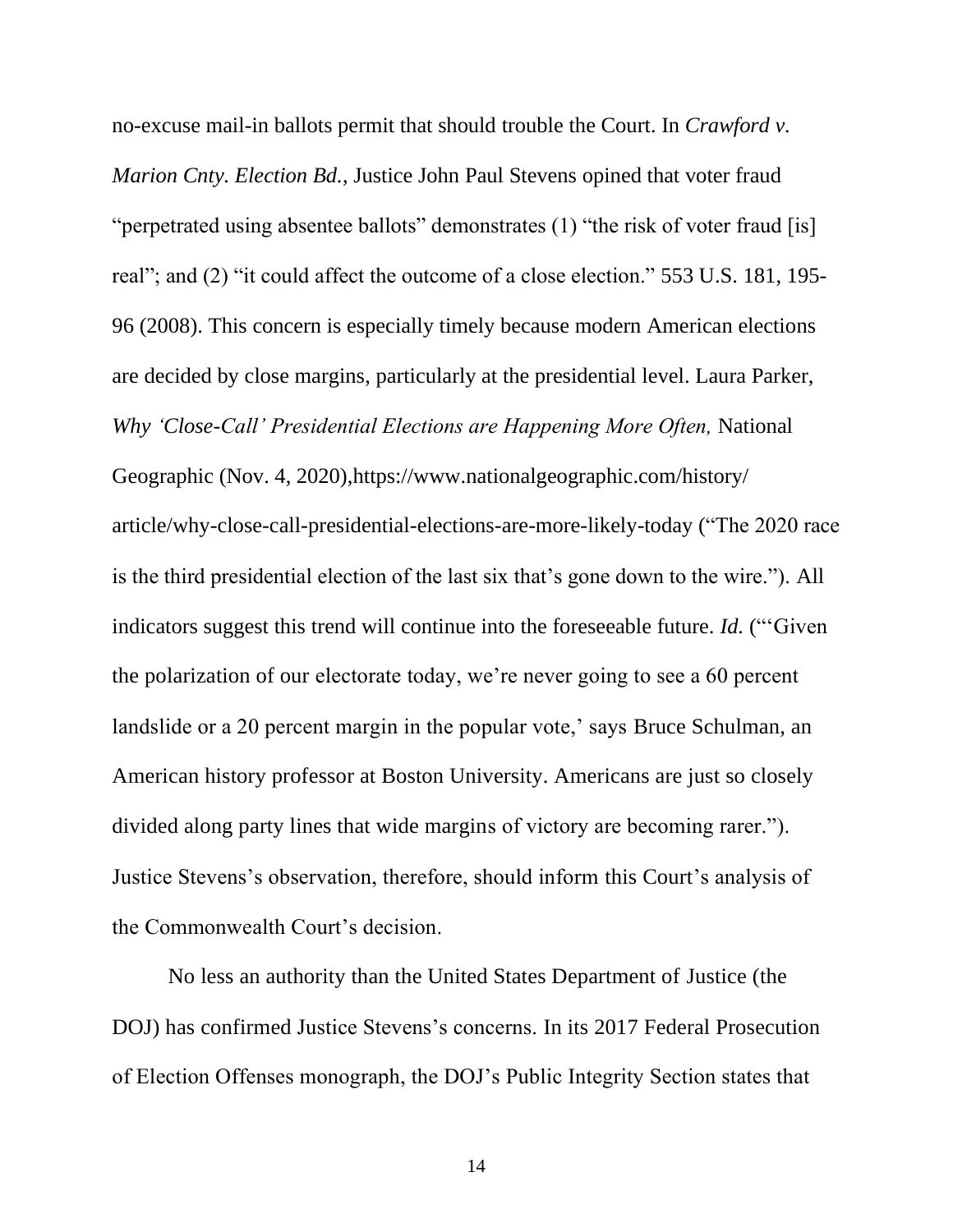no-excuse mail-in ballots permit that should trouble the Court. In *Crawford v. Marion Cnty. Election Bd.*, Justice John Paul Stevens opined that voter fraud "perpetrated using absentee ballots" demonstrates (1) "the risk of voter fraud [is] real"; and (2) "it could affect the outcome of a close election." 553 U.S. 181, 195-96 (2008). This concern is especially timely because modern American elections are decided by close margins, particularly at the presidential level. Laura Parker, *Why 'Close-Call' Presidential Elections are Happening More Often,* National Geographic (Nov. 4, 2020),https://www.nationalgeographic.com/history/article/why-close-call-presidential-elections-are-more-likely-today ("The 2020 race is the third presidential election of the last six that's gone down to the wire."). All indicators suggest this trend will continue into the foreseeable future. *Id.* ("'Given the polarization of our electorate today, we're never going to see a 60 percent landslide or a 20 percent margin in the popular vote,' says Bruce Schulman, an American history professor at Boston University. Americans are just so closely divided along party lines that wide margins of victory are becoming rarer."). Justice Stevens's observation, therefore, should inform this Court's analysis of the Commonwealth Court's decision.

No less an authority than the United States Department of Justice (the DOJ) has confirmed Justice Stevens's concerns. In its 2017 Federal Prosecution of Election Offenses monograph, the DOJ's Public Integrity Section states that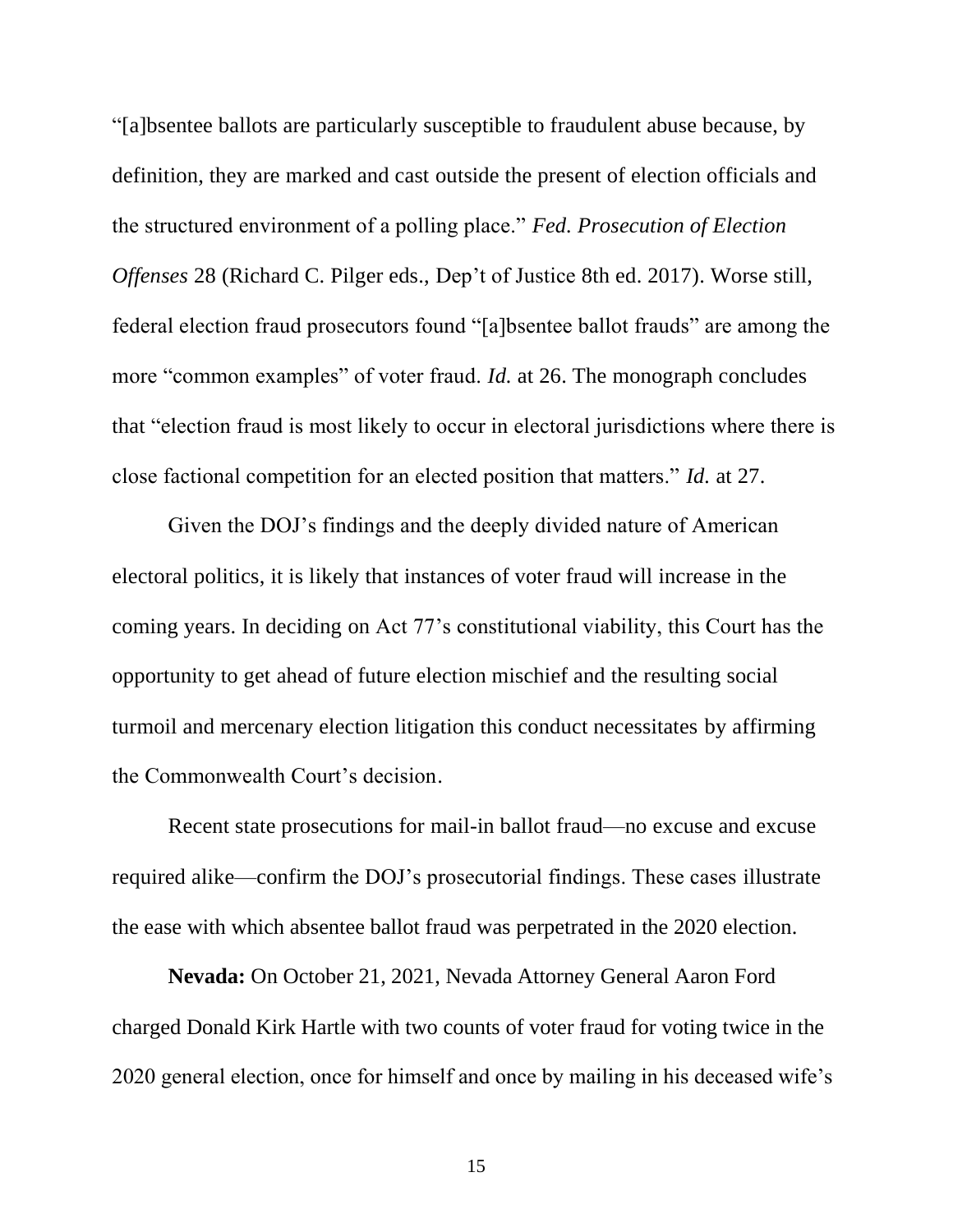"[a]bsentee ballots are particularly susceptible to fraudulent abuse because, by definition, they are marked and cast outside the present of election officials and the structured environment of a polling place." *Fed. Prosecution of Election Offenses* 28 (Richard C. Pilger eds., Dep't of Justice 8th ed. 2017). Worse still, federal election fraud prosecutors found "[a]bsentee ballot frauds" are among the more "common examples" of voter fraud. *Id.* at 26. The monograph concludes that "election fraud is most likely to occur in electoral jurisdictions where there is close factional competition for an elected position that matters." *Id.* at 27.

Given the DOJ's findings and the deeply divided nature of American electoral politics, it is likely that instances of voter fraud will increase in the coming years. In deciding on Act 77's constitutional viability, this Court has the opportunity to get ahead of future election mischief and the resulting social turmoil and mercenary election litigation this conduct necessitates by affirming the Commonwealth Court's decision.

Recent state prosecutions for mail-in ballot fraud—no excuse and excuse required alike—confirm the DOJ's prosecutorial findings. These cases illustrate the ease with which absentee ballot fraud was perpetrated in the 2020 election.

**Nevada:** On October 21, 2021, Nevada Attorney General Aaron Ford charged Donald Kirk Hartle with two counts of voter fraud for voting twice in the 2020 general election, once for himself and once by mailing in his deceased wife's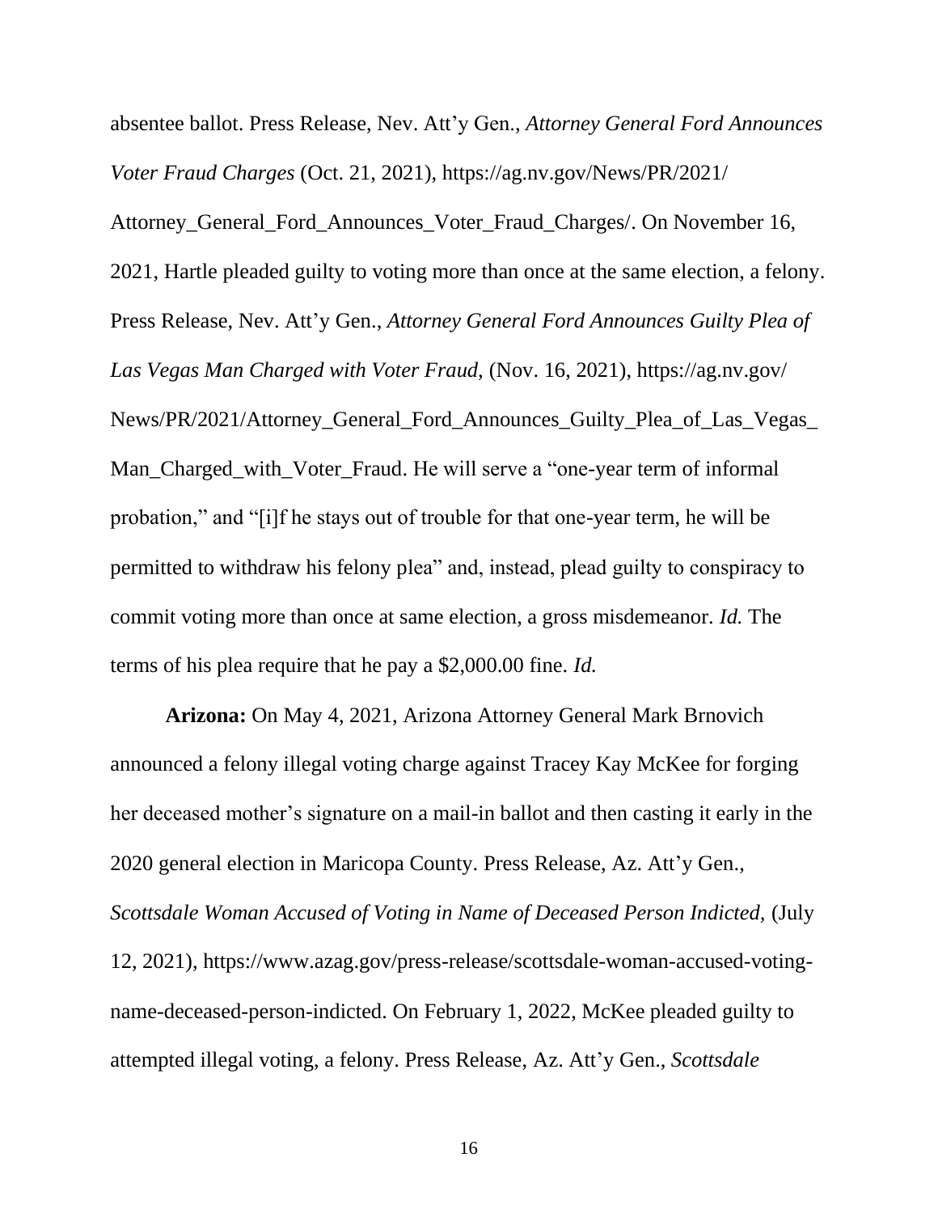absentee ballot. Press Release, Nev. Att'y Gen., *Attorney General Ford Announces Voter Fraud Charges* (Oct. 21, 2021), https://ag.nv.gov/News/PR/2021/Attorney_General_Ford_Announces_Voter_Fraud_Charges/. On November 16, 2021, Hartle pleaded guilty to voting more than once at the same election, a felony. Press Release, Nev. Att'y Gen., *Attorney General Ford Announces Guilty Plea of Las Vegas Man Charged with Voter Fraud,* (Nov. 16, 2021), https://ag.nv.gov/News/PR/2021/Attorney_General_Ford_Announces_Guilty_Plea_of_Las_Vegas_Man_Charged_with_Voter_Fraud. He will serve a "one-year term of informal probation," and "[i]f he stays out of trouble for that one-year term, he will be permitted to withdraw his felony plea" and, instead, plead guilty to conspiracy to commit voting more than once at same election, a gross misdemeanor. *Id.* The terms of his plea require that he pay a $2,000.00 fine. *Id.*

**Arizona:** On May 4, 2021, Arizona Attorney General Mark Brnovich announced a felony illegal voting charge against Tracey Kay McKee for forging her deceased mother's signature on a mail-in ballot and then casting it early in the 2020 general election in Maricopa County. Press Release, Az. Att'y Gen., *Scottsdale Woman Accused of Voting in Name of Deceased Person Indicted,* (July 12, 2021), https://www.azag.gov/press-release/scottsdale-woman-accused-voting-name-deceased-person-indicted. On February 1, 2022, McKee pleaded guilty to attempted illegal voting, a felony. Press Release, Az. Att'y Gen., *Scottsdale*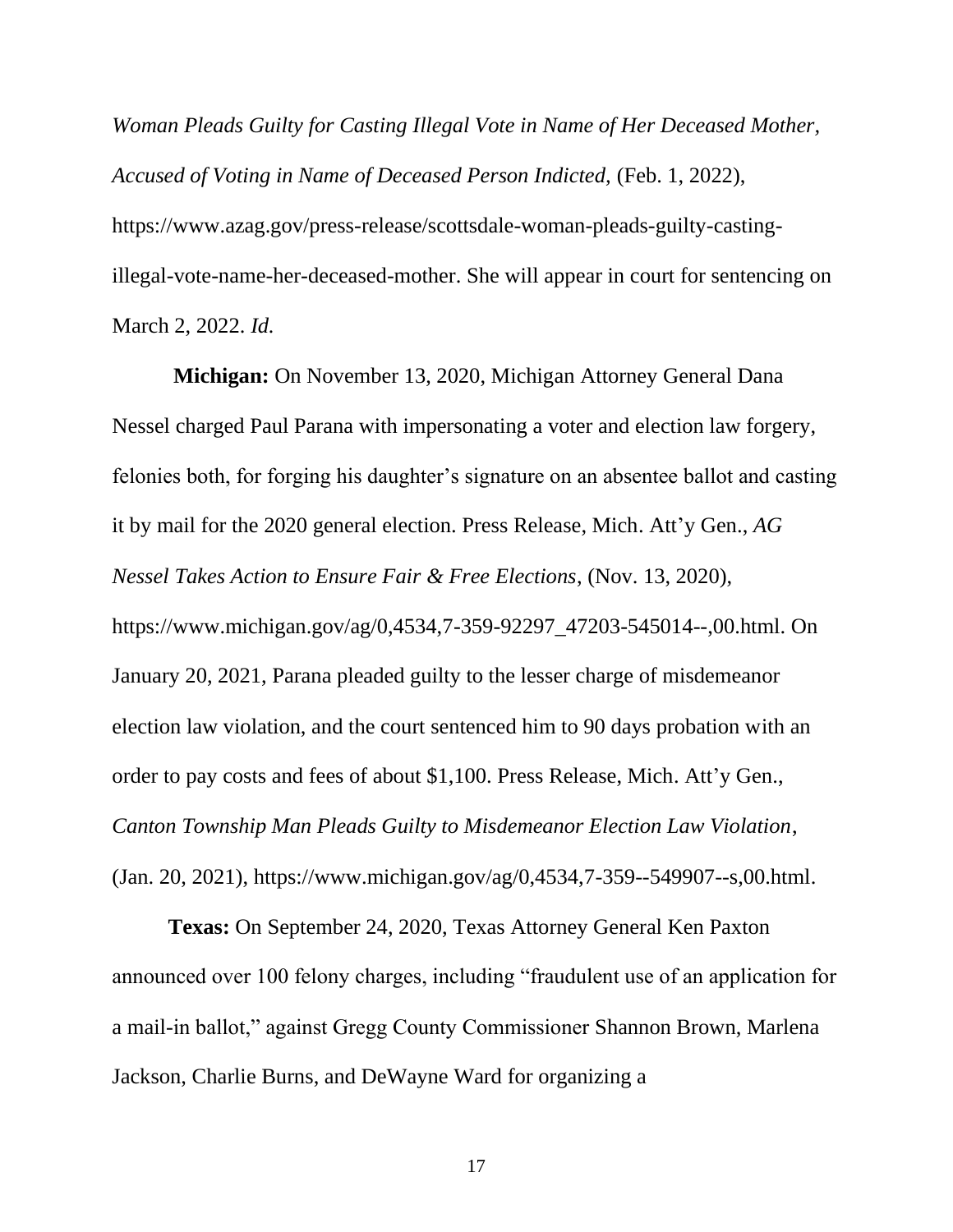*Woman Pleads Guilty for Casting Illegal Vote in Name of Her Deceased Mother, Accused of Voting in Name of Deceased Person Indicted*, (Feb. 1, 2022), https://www.azag.gov/press-release/scottsdale-woman-pleads-guilty-casting-illegal-vote-name-her-deceased-mother. She will appear in court for sentencing on March 2, 2022. *Id.*

**Michigan:** On November 13, 2020, Michigan Attorney General Dana Nessel charged Paul Parana with impersonating a voter and election law forgery, felonies both, for forging his daughter's signature on an absentee ballot and casting it by mail for the 2020 general election. Press Release, Mich. Att'y Gen., *AG Nessel Takes Action to Ensure Fair & Free Elections*, (Nov. 13, 2020), https://www.michigan.gov/ag/0,4534,7-359-92297_47203-545014--,00.html. On January 20, 2021, Parana pleaded guilty to the lesser charge of misdemeanor election law violation, and the court sentenced him to 90 days probation with an order to pay costs and fees of about $1,100. Press Release, Mich. Att'y Gen., *Canton Township Man Pleads Guilty to Misdemeanor Election Law Violation*, (Jan. 20, 2021), https://www.michigan.gov/ag/0,4534,7-359--549907--s,00.html.

**Texas:** On September 24, 2020, Texas Attorney General Ken Paxton announced over 100 felony charges, including "fraudulent use of an application for a mail-in ballot," against Gregg County Commissioner Shannon Brown, Marlena Jackson, Charlie Burns, and DeWayne Ward for organizing a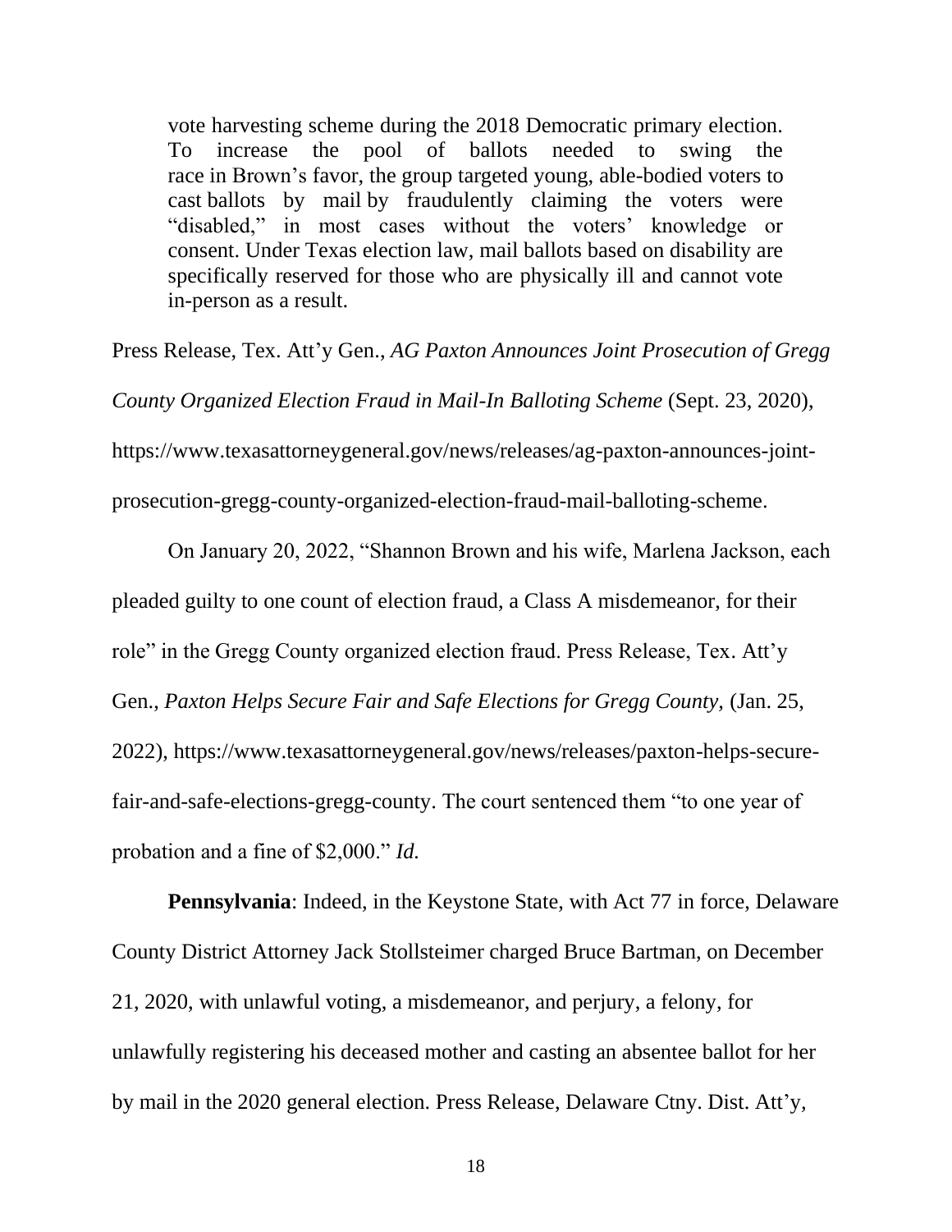> vote harvesting scheme during the 2018 Democratic primary election. To increase the pool of ballots needed to swing the race in Brown's favor, the group targeted young, able-bodied voters to cast ballots by mail by fraudulently claiming the voters were "disabled," in most cases without the voters' knowledge or consent. Under Texas election law, mail ballots based on disability are specifically reserved for those who are physically ill and cannot vote in-person as a result.

Press Release, Tex. Att'y Gen., *AG Paxton Announces Joint Prosecution of Gregg County Organized Election Fraud in Mail-In Balloting Scheme* (Sept. 23, 2020), https://www.texasattorneygeneral.gov/news/releases/ag-paxton-announces-joint-prosecution-gregg-county-organized-election-fraud-mail-balloting-scheme.

On January 20, 2022, "Shannon Brown and his wife, Marlena Jackson, each pleaded guilty to one count of election fraud, a Class A misdemeanor, for their role" in the Gregg County organized election fraud. Press Release, Tex. Att'y Gen., *Paxton Helps Secure Fair and Safe Elections for Gregg County*, (Jan. 25, 2022), https://www.texasattorneygeneral.gov/news/releases/paxton-helps-secure-fair-and-safe-elections-gregg-county. The court sentenced them "to one year of probation and a fine of $2,000." *Id.*

**Pennsylvania**: Indeed, in the Keystone State, with Act 77 in force, Delaware County District Attorney Jack Stollsteimer charged Bruce Bartman, on December 21, 2020, with unlawful voting, a misdemeanor, and perjury, a felony, for unlawfully registering his deceased mother and casting an absentee ballot for her by mail in the 2020 general election. Press Release, Delaware Ctny. Dist. Att'y,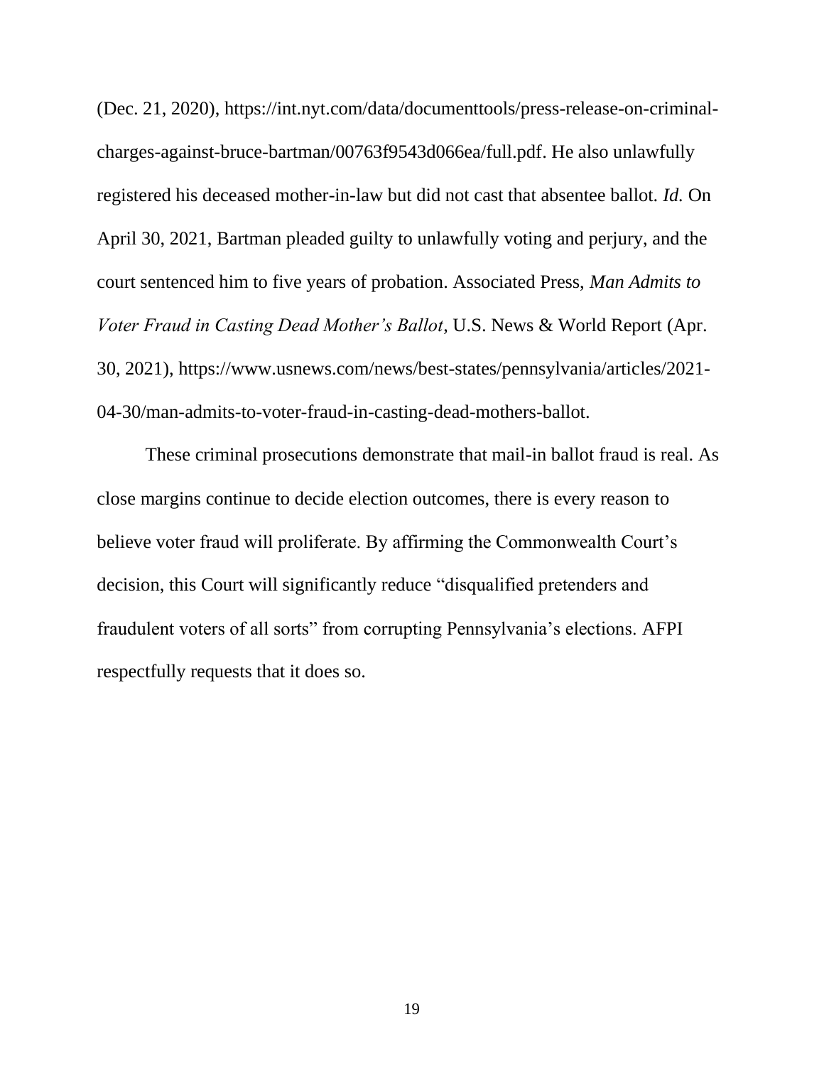(Dec. 21, 2020), https://int.nyt.com/data/documenttools/press-release-on-criminal-charges-against-bruce-bartman/00763f9543d066ea/full.pdf. He also unlawfully registered his deceased mother-in-law but did not cast that absentee ballot. *Id.* On April 30, 2021, Bartman pleaded guilty to unlawfully voting and perjury, and the court sentenced him to five years of probation. Associated Press, *Man Admits to Voter Fraud in Casting Dead Mother's Ballot*, U.S. News & World Report (Apr. 30, 2021), https://www.usnews.com/news/best-states/pennsylvania/articles/2021-04-30/man-admits-to-voter-fraud-in-casting-dead-mothers-ballot.

These criminal prosecutions demonstrate that mail-in ballot fraud is real. As close margins continue to decide election outcomes, there is every reason to believe voter fraud will proliferate. By affirming the Commonwealth Court's decision, this Court will significantly reduce "disqualified pretenders and fraudulent voters of all sorts" from corrupting Pennsylvania's elections. AFPI respectfully requests that it does so.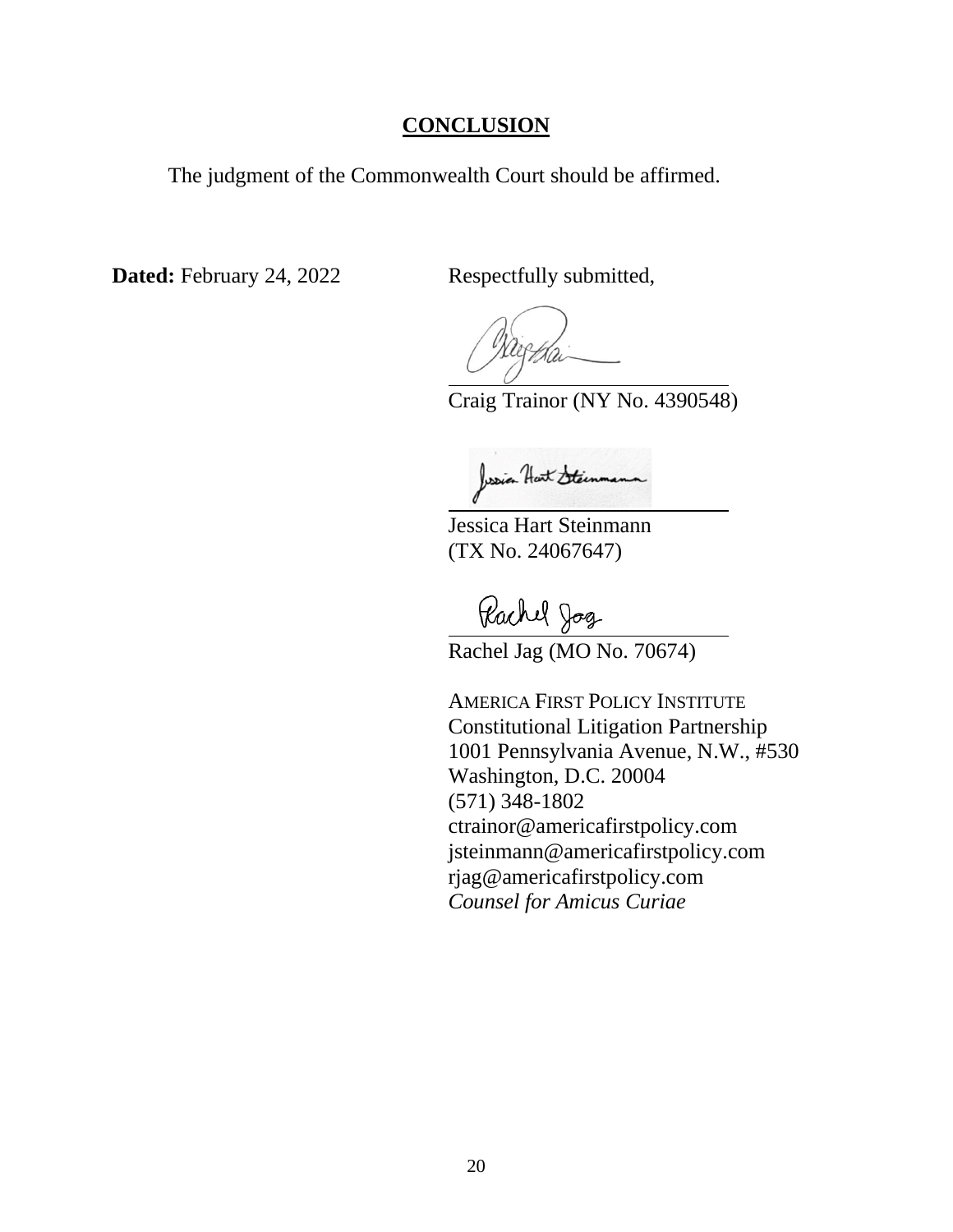## **CONCLUSION**

The judgment of the Commonwealth Court should be affirmed.

**Dated:** February 24, 2022

Respectfully submitted,

Craig Trainor (NY No. 4390548)

Jessica Hart Steinmann
(TX No. 24067647)

Rachel Jag (MO No. 70674)

AMERICA FIRST POLICY INSTITUTE
Constitutional Litigation Partnership
1001 Pennsylvania Avenue, N.W., #530
Washington, D.C. 20004
(571) 348-1802
ctrainor@americafirstpolicy.com
jsteinmann@americafirstpolicy.com
rjag@americafirstpolicy.com
*Counsel for Amicus Curiae*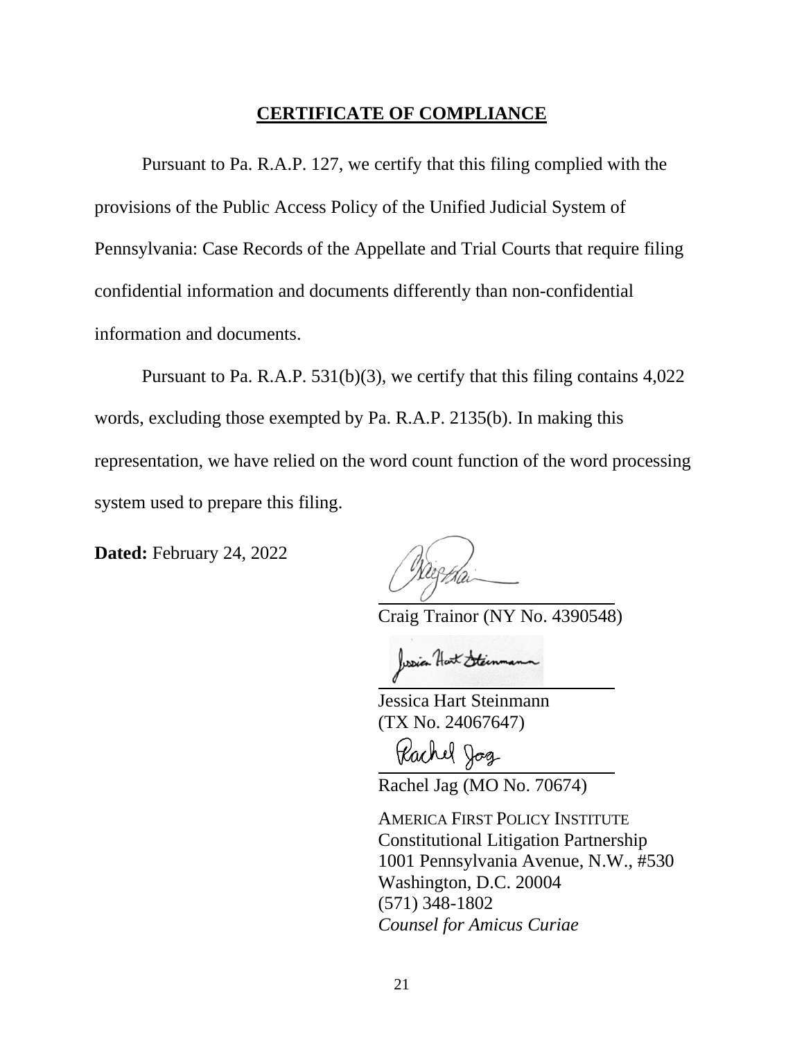## CERTIFICATE OF COMPLIANCE

Pursuant to Pa. R.A.P. 127, we certify that this filing complied with the provisions of the Public Access Policy of the Unified Judicial System of Pennsylvania: Case Records of the Appellate and Trial Courts that require filing confidential information and documents differently than non-confidential information and documents.

Pursuant to Pa. R.A.P. 531(b)(3), we certify that this filing contains 4,022 words, excluding those exempted by Pa. R.A.P. 2135(b). In making this representation, we have relied on the word count function of the word processing system used to prepare this filing.

**Dated:** February 24, 2022

Craig Trainor (NY No. 4390548)

Jessica Hart Steinmann
(TX No. 24067647)

Rachel Jag (MO No. 70674)

AMERICA FIRST POLICY INSTITUTE
Constitutional Litigation Partnership
1001 Pennsylvania Avenue, N.W., #530
Washington, D.C. 20004
(571) 348-1802
*Counsel for Amicus Curiae*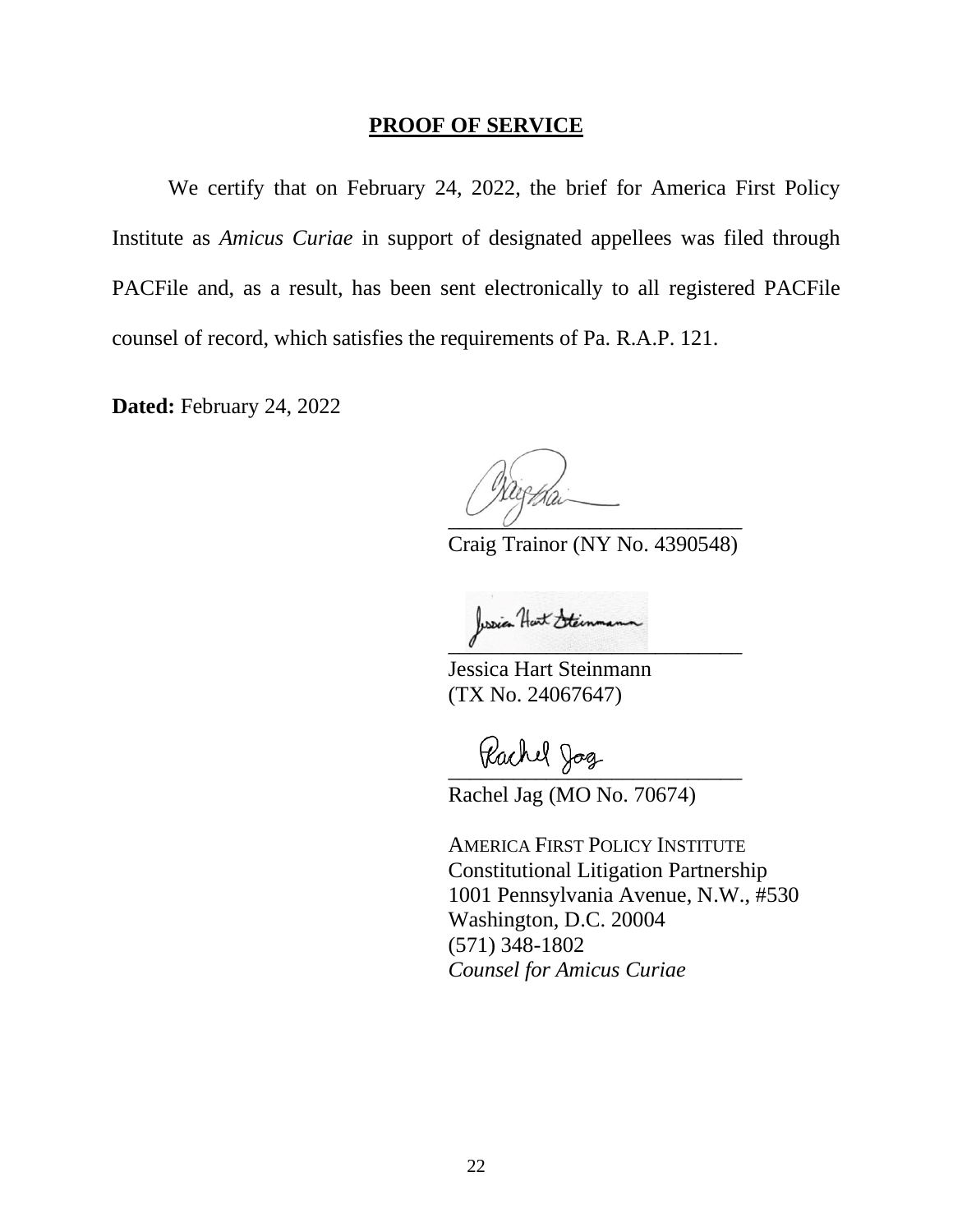## PROOF OF SERVICE

We certify that on February 24, 2022, the brief for America First Policy Institute as *Amicus Curiae* in support of designated appellees was filed through PACFile and, as a result, has been sent electronically to all registered PACFile counsel of record, which satisfies the requirements of Pa. R.A.P. 121.

**Dated:** February 24, 2022

\_\_\_\_\_\_\_\_\_\_\_\_\_\_\_\_\_\_\_\_\_\_\_\_\_\_\_
Craig Trainor (NY No. 4390548)

\_\_\_\_\_\_\_\_\_\_\_\_\_\_\_\_\_\_\_\_\_\_\_\_\_\_\_
Jessica Hart Steinmann
(TX No. 24067647)

\_\_\_\_\_\_\_\_\_\_\_\_\_\_\_\_\_\_\_\_\_\_\_\_\_\_\_
Rachel Jag (MO No. 70674)

AMERICA FIRST POLICY INSTITUTE
Constitutional Litigation Partnership
1001 Pennsylvania Avenue, N.W., #530
Washington, D.C. 20004
(571) 348-1802
*Counsel for Amicus Curiae*